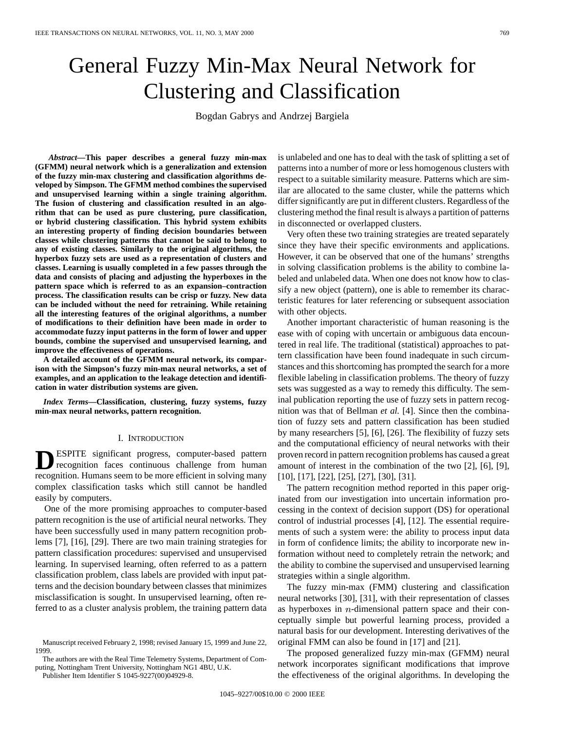# General Fuzzy Min-Max Neural Network for Clustering and Classification

Bogdan Gabrys and Andrzej Bargiela

***Abstract*—This paper describes a general fuzzy min-max (GFMM) neural network which is a generalization and extension of the fuzzy min-max clustering and classification algorithms developed by Simpson. The GFMM method combines the supervised and unsupervised learning within a single training algorithm. The fusion of clustering and classification resulted in an algorithm that can be used as pure clustering, pure classification, or hybrid clustering classification. This hybrid system exhibits an interesting property of finding decision boundaries between classes while clustering patterns that cannot be said to belong to any of existing classes. Similarly to the original algorithms, the hyperbox fuzzy sets are used as a representation of clusters and classes. Learning is usually completed in a few passes through the data and consists of placing and adjusting the hyperboxes in the pattern space which is referred to as an expansion–contraction process. The classification results can be crisp or fuzzy. New data can be included without the need for retraining. While retaining all the interesting features of the original algorithms, a number of modifications to their definition have been made in order to accommodate fuzzy input patterns in the form of lower and upper bounds, combine the supervised and unsupervised learning, and improve the effectiveness of operations.**

**A detailed account of the GFMM neural network, its comparison with the Simpson's fuzzy min-max neural networks, a set of examples, and an application to the leakage detection and identification in water distribution systems are given.**

***Index Terms*—Classification, clustering, fuzzy systems, fuzzy min-max neural networks, pattern recognition.**

## I. Introduction

DESPITE significant progress, computer-based pattern recognition faces continuous challenge from human recognition. Humans seem to be more efficient in solving many complex classification tasks which still cannot be handled easily by computers.

One of the more promising approaches to computer-based pattern recognition is the use of artificial neural networks. They have been successfully used in many pattern recognition problems [7], [16], [29]. There are two main training strategies for pattern classification procedures: supervised and unsupervised learning. In supervised learning, often referred to as a pattern classification problem, class labels are provided with input patterns and the decision boundary between classes that minimizes misclassification is sought. In unsupervised learning, often referred to as a cluster analysis problem, the training pattern data is unlabeled and one has to deal with the task of splitting a set of patterns into a number of more or less homogenous clusters with respect to a suitable similarity measure. Patterns which are similar are allocated to the same cluster, while the patterns which differ significantly are put in different clusters. Regardless of the clustering method the final result is always a partition of patterns in disconnected or overlapped clusters.

Very often these two training strategies are treated separately since they have their specific environments and applications. However, it can be observed that one of the humans' strengths in solving classification problems is the ability to combine labeled and unlabeled data. When one does not know how to classify a new object (pattern), one is able to remember its characteristic features for later referencing or subsequent association with other objects.

Another important characteristic of human reasoning is the ease with of coping with uncertain or ambiguous data encountered in real life. The traditional (statistical) approaches to pattern classification have been found inadequate in such circumstances and this shortcoming has prompted the search for a more flexible labeling in classification problems. The theory of fuzzy sets was suggested as a way to remedy this difficulty. The seminal publication reporting the use of fuzzy sets in pattern recognition was that of Bellman *et al.* [4]. Since then the combination of fuzzy sets and pattern classification has been studied by many researchers [5], [6], [26]. The flexibility of fuzzy sets and the computational efficiency of neural networks with their proven record in pattern recognition problems has caused a great amount of interest in the combination of the two [2], [6], [9], [10], [17], [22], [25], [27], [30], [31].

The pattern recognition method reported in this paper originated from our investigation into uncertain information processing in the context of decision support (DS) for operational control of industrial processes [4], [12]. The essential requirements of such a system were: the ability to process input data in form of confidence limits; the ability to incorporate new information without need to completely retrain the network; and the ability to combine the supervised and unsupervised learning strategies within a single algorithm.

The fuzzy min-max (FMM) clustering and classification neural networks [30], [31], with their representation of classes as hyperboxes in $n$-dimensional pattern space and their conceptually simple but powerful learning process, provided a natural basis for our development. Interesting derivatives of the original FMM can also be found in [17] and [21].

The proposed generalized fuzzy min-max (GFMM) neural network incorporates significant modifications that improve the effectiveness of the original algorithms. In developing the

Manuscript received February 2, 1998; revised January 15, 1999 and June 22, 1999.

The authors are with the Real Time Telemetry Systems, Department of Computing, Nottingham Trent University, Nottingham NG1 4BU, U.K.

Publisher Item Identifier S 1045-9227(00)04929-8.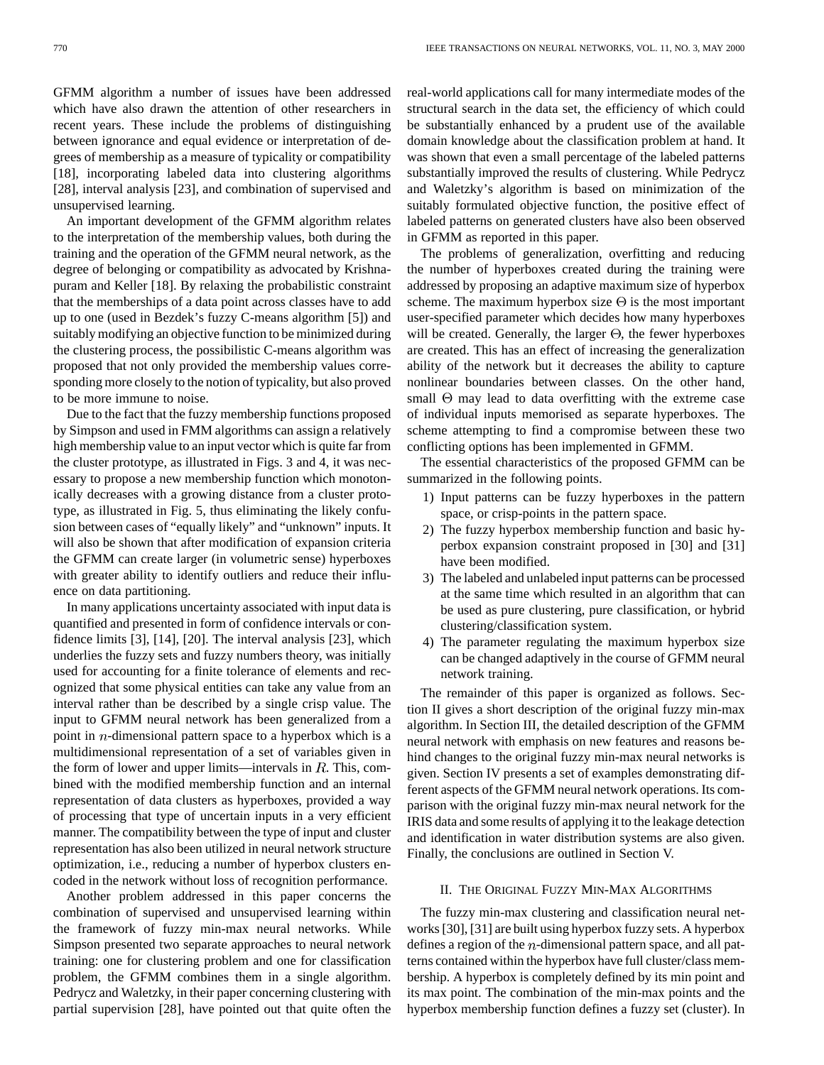GFMM algorithm a number of issues have been addressed which have also drawn the attention of other researchers in recent years. These include the problems of distinguishing between ignorance and equal evidence or interpretation of degrees of membership as a measure of typicality or compatibility [18], incorporating labeled data into clustering algorithms [28], interval analysis [23], and combination of supervised and unsupervised learning.

An important development of the GFMM algorithm relates to the interpretation of the membership values, both during the training and the operation of the GFMM neural network, as the degree of belonging or compatibility as advocated by Krishnapuram and Keller [18]. By relaxing the probabilistic constraint that the memberships of a data point across classes have to add up to one (used in Bezdek's fuzzy C-means algorithm [5]) and suitably modifying an objective function to be minimized during the clustering process, the possibilistic C-means algorithm was proposed that not only provided the membership values corresponding more closely to the notion of typicality, but also proved to be more immune to noise.

Due to the fact that the fuzzy membership functions proposed by Simpson and used in FMM algorithms can assign a relatively high membership value to an input vector which is quite far from the cluster prototype, as illustrated in Figs. 3 and 4, it was necessary to propose a new membership function which monotonically decreases with a growing distance from a cluster prototype, as illustrated in Fig. 5, thus eliminating the likely confusion between cases of "equally likely" and "unknown" inputs. It will also be shown that after modification of expansion criteria the GFMM can create larger (in volumetric sense) hyperboxes with greater ability to identify outliers and reduce their influence on data partitioning.

In many applications uncertainty associated with input data is quantified and presented in form of confidence intervals or confidence limits [3], [14], [20]. The interval analysis [23], which underlies the fuzzy sets and fuzzy numbers theory, was initially used for accounting for a finite tolerance of elements and recognized that some physical entities can take any value from an interval rather than be described by a single crisp value. The input to GFMM neural network has been generalized from a point in $n$-dimensional pattern space to a hyperbox which is a multidimensional representation of a set of variables given in the form of lower and upper limits—intervals in $R$. This, combined with the modified membership function and an internal representation of data clusters as hyperboxes, provided a way of processing that type of uncertain inputs in a very efficient manner. The compatibility between the type of input and cluster representation has also been utilized in neural network structure optimization, i.e., reducing a number of hyperbox clusters encoded in the network without loss of recognition performance.

Another problem addressed in this paper concerns the combination of supervised and unsupervised learning within the framework of fuzzy min-max neural networks. While Simpson presented two separate approaches to neural network training: one for clustering problem and one for classification problem, the GFMM combines them in a single algorithm. Pedrycz and Waletzky, in their paper concerning clustering with partial supervision [28], have pointed out that quite often the real-world applications call for many intermediate modes of the structural search in the data set, the efficiency of which could be substantially enhanced by a prudent use of the available domain knowledge about the classification problem at hand. It was shown that even a small percentage of the labeled patterns substantially improved the results of clustering. While Pedrycz and Waletzky's algorithm is based on minimization of the suitably formulated objective function, the positive effect of labeled patterns on generated clusters have also been observed in GFMM as reported in this paper.

The problems of generalization, overfitting and reducing the number of hyperboxes created during the training were addressed by proposing an adaptive maximum size of hyperbox scheme. The maximum hyperbox size $\Theta$ is the most important user-specified parameter which decides how many hyperboxes will be created. Generally, the larger $\Theta$, the fewer hyperboxes are created. This has an effect of increasing the generalization ability of the network but it decreases the ability to capture nonlinear boundaries between classes. On the other hand, small $\Theta$ may lead to data overfitting with the extreme case of individual inputs memorised as separate hyperboxes. The scheme attempting to find a compromise between these two conflicting options has been implemented in GFMM.

The essential characteristics of the proposed GFMM can be summarized in the following points.

1) Input patterns can be fuzzy hyperboxes in the pattern space, or crisp-points in the pattern space.
2) The fuzzy hyperbox membership function and basic hyperbox expansion constraint proposed in [30] and [31] have been modified.
3) The labeled and unlabeled input patterns can be processed at the same time which resulted in an algorithm that can be used as pure clustering, pure classification, or hybrid clustering/classification system.
4) The parameter regulating the maximum hyperbox size can be changed adaptively in the course of GFMM neural network training.

The remainder of this paper is organized as follows. Section II gives a short description of the original fuzzy min-max algorithm. In Section III, the detailed description of the GFMM neural network with emphasis on new features and reasons behind changes to the original fuzzy min-max neural networks is given. Section IV presents a set of examples demonstrating different aspects of the GFMM neural network operations. Its comparison with the original fuzzy min-max neural network for the IRIS data and some results of applying it to the leakage detection and identification in water distribution systems are also given. Finally, the conclusions are outlined in Section V.

## II. The Original Fuzzy Min-Max Algorithms

The fuzzy min-max clustering and classification neural networks [30], [31] are built using hyperbox fuzzy sets. A hyperbox defines a region of the $n$-dimensional pattern space, and all patterns contained within the hyperbox have full cluster/class membership. A hyperbox is completely defined by its min point and its max point. The combination of the min-max points and the hyperbox membership function defines a fuzzy set (cluster). In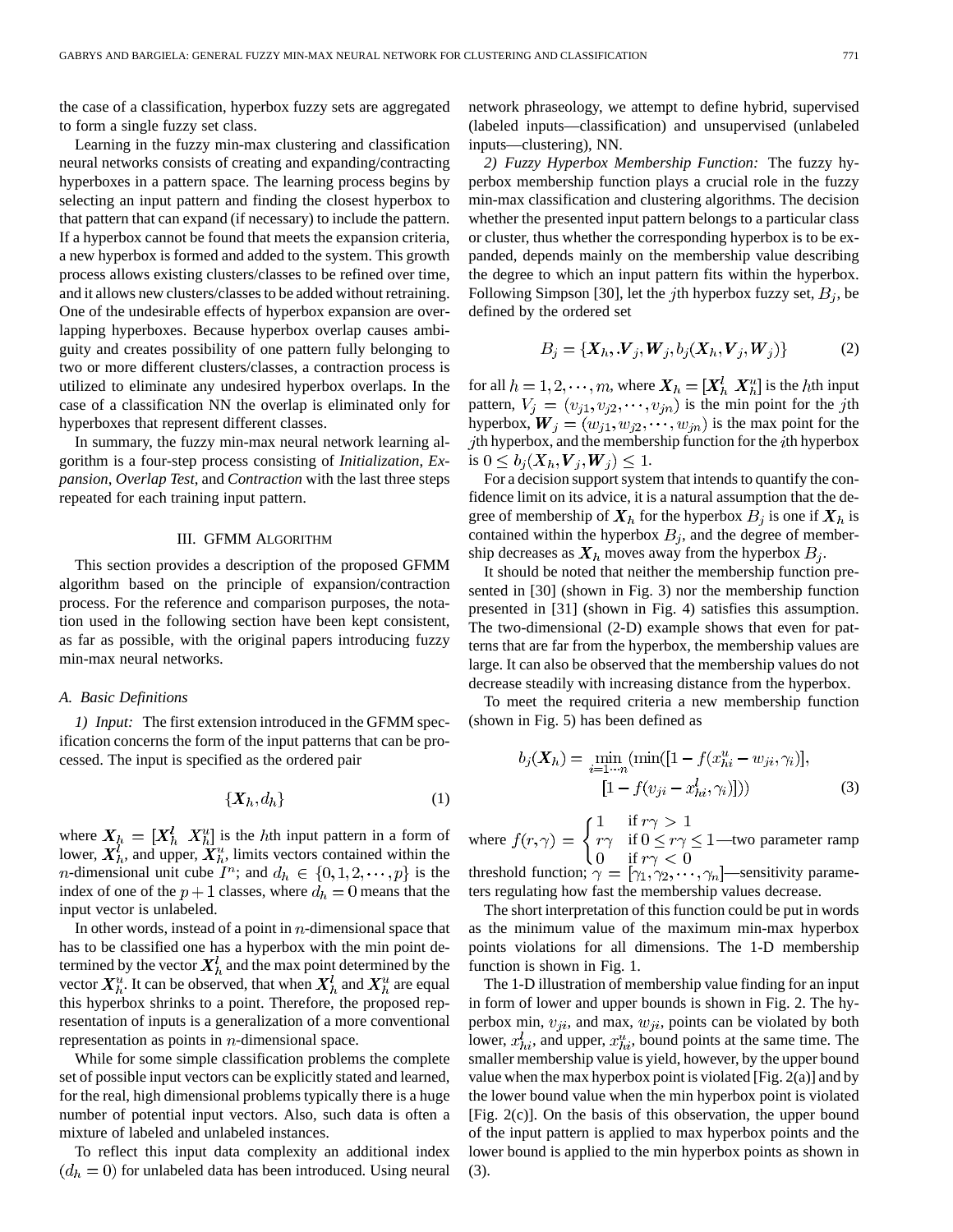the case of a classification, hyperbox fuzzy sets are aggregated to form a single fuzzy set class.

Learning in the fuzzy min-max clustering and classification neural networks consists of creating and expanding/contracting hyperboxes in a pattern space. The learning process begins by selecting an input pattern and finding the closest hyperbox to that pattern that can expand (if necessary) to include the pattern. If a hyperbox cannot be found that meets the expansion criteria, a new hyperbox is formed and added to the system. This growth process allows existing clusters/classes to be refined over time, and it allows new clusters/classes to be added without retraining. One of the undesirable effects of hyperbox expansion are overlapping hyperboxes. Because hyperbox overlap causes ambiguity and creates possibility of one pattern fully belonging to two or more different clusters/classes, a contraction process is utilized to eliminate any undesired hyperbox overlaps. In the case of a classification NN the overlap is eliminated only for hyperboxes that represent different classes.

In summary, the fuzzy min-max neural network learning algorithm is a four-step process consisting of *Initialization*, *Expansion*, *Overlap Test*, and *Contraction* with the last three steps repeated for each training input pattern.

## III. GFMM Algorithm

This section provides a description of the proposed GFMM algorithm based on the principle of expansion/contraction process. For the reference and comparison purposes, the notation used in the following section have been kept consistent, as far as possible, with the original papers introducing fuzzy min-max neural networks.

### A. Basic Definitions

*1) Input:* The first extension introduced in the GFMM specification concerns the form of the input patterns that can be processed. The input is specified as the ordered pair

$$\{\boldsymbol{X}_h, d_h\} \tag{1}$$

where $\boldsymbol{X}_h = [\boldsymbol{X}_h^l \ \boldsymbol{X}_h^u]$ is the $h$th input pattern in a form of lower, $\boldsymbol{X}_h^l$, and upper, $\boldsymbol{X}_h^u$, limits vectors contained within the $n$-dimensional unit cube $I^n$; and $d_h \in \{0, 1, 2, \cdots, p\}$ is the index of one of the $p+1$ classes, where $d_h = 0$ means that the input vector is unlabeled.

In other words, instead of a point in $n$-dimensional space that has to be classified one has a hyperbox with the min point determined by the vector $\boldsymbol{X}_h^l$ and the max point determined by the vector $\boldsymbol{X}_h^u$. It can be observed, that when $\boldsymbol{X}_h^l$ and $\boldsymbol{X}_h^u$ are equal this hyperbox shrinks to a point. Therefore, the proposed representation of inputs is a generalization of a more conventional representation as points in $n$-dimensional space.

While for some simple classification problems the complete set of possible input vectors can be explicitly stated and learned, for the real, high dimensional problems typically there is a huge number of potential input vectors. Also, such data is often a mixture of labeled and unlabeled instances.

To reflect this input data complexity an additional index $(d_h = 0)$ for unlabeled data has been introduced. Using neural network phraseology, we attempt to define hybrid, supervised (labeled inputs—classification) and unsupervised (unlabeled inputs—clustering), NN.

*2) Fuzzy Hyperbox Membership Function:* The fuzzy hyperbox membership function plays a crucial role in the fuzzy min-max classification and clustering algorithms. The decision whether the presented input pattern belongs to a particular class or cluster, thus whether the corresponding hyperbox is to be expanded, depends mainly on the membership value describing the degree to which an input pattern fits within the hyperbox. Following Simpson [30], let the $j$th hyperbox fuzzy set, $B_j$, be defined by the ordered set

$$B_j = \{\boldsymbol{X}_h, \boldsymbol{V}_j, \boldsymbol{W}_j, b_j(\boldsymbol{X}_h, \boldsymbol{V}_j, \boldsymbol{W}_j)\} \tag{2}$$

for all $h = 1, 2, \cdots, m$, where $\boldsymbol{X}_h = [\boldsymbol{X}_h^l \ \boldsymbol{X}_h^u]$ is the $h$th input pattern, $V_j = (v_{j1}, v_{j2}, \cdots, v_{jn})$ is the min point for the $j$th hyperbox, $\boldsymbol{W}_j = (w_{j1}, w_{j2}, \cdots, w_{jn})$ is the max point for the $j$th hyperbox, and the membership function for the $j$th hyperbox is $0 \leq b_j(\boldsymbol{X}_h, \boldsymbol{V}_j, \boldsymbol{W}_j) \leq 1$.

For a decision support system that intends to quantify the confidence limit on its advice, it is a natural assumption that the degree of membership of $\boldsymbol{X}_h$ for the hyperbox $B_j$ is one if $\boldsymbol{X}_h$ is contained within the hyperbox $B_j$, and the degree of membership decreases as $\boldsymbol{X}_h$ moves away from the hyperbox $B_j$.

It should be noted that neither the membership function presented in [30] (shown in Fig. 3) nor the membership function presented in [31] (shown in Fig. 4) satisfies this assumption. The two-dimensional (2-D) example shows that even for patterns that are far from the hyperbox, the membership values are large. It can also be observed that the membership values do not decrease steadily with increasing distance from the hyperbox.

To meet the required criteria a new membership function (shown in Fig. 5) has been defined as

$$b_j(\boldsymbol{X}_h) = \min_{i=1\cdots n}(\min([1 - f(x_{hi}^u - w_{ji}, \gamma_i)], [1 - f(v_{ji} - x_{hi}^l, \gamma_i)])) \tag{3}$$

where $f(r, \gamma) = \begin{cases} 1 & \text{if } r\gamma > 1 \\ r\gamma & \text{if } 0 \leq r\gamma \leq 1 \\ 0 & \text{if } r\gamma < 0 \end{cases}$—two parameter ramp threshold function; $\gamma = [\gamma_1, \gamma_2, \cdots, \gamma_n]$—sensitivity parameters regulating how fast the membership values decrease.

The short interpretation of this function could be put in words as the minimum value of the maximum min-max hyperbox points violations for all dimensions. The 1-D membership function is shown in Fig. 1.

The 1-D illustration of membership value finding for an input in form of lower and upper bounds is shown in Fig. 2. The hyperbox min, $v_{ji}$, and max, $w_{ji}$, points can be violated by both lower, $x_{hi}^l$, and upper, $x_{hi}^u$, bound points at the same time. The smaller membership value is yield, however, by the upper bound value when the max hyperbox point is violated [Fig. 2(a)] and by the lower bound value when the min hyperbox point is violated [Fig. 2(c)]. On the basis of this observation, the upper bound of the input pattern is applied to max hyperbox points and the lower bound is applied to the min hyperbox points as shown in (3).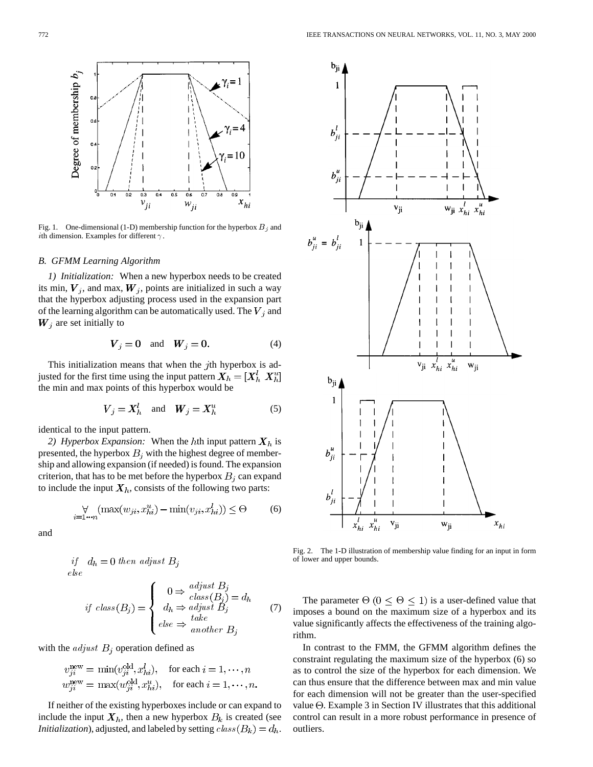Fig. 1. One-dimensional (1-D) membership function for the hyperbox $B_j$ and $i$th dimension. Examples for different $\gamma$.

### B. GFMM Learning Algorithm

*1) Initialization:* When a new hyperbox needs to be created its min, $\boldsymbol{V}_j$, and max, $\boldsymbol{W}_j$, points are initialized in such a way that the hyperbox adjusting process used in the expansion part of the learning algorithm can be automatically used. The $\boldsymbol{V}_j$ and $\boldsymbol{W}_j$ are set initially to

$$\boldsymbol{V}_j = \boldsymbol{0} \quad \text{and} \quad \boldsymbol{W}_j = \boldsymbol{0}. \tag{4}$$

This initialization means that when the $j$th hyperbox is adjusted for the first time using the input pattern $\boldsymbol{X}_h = [\boldsymbol{X}_h^l \; \boldsymbol{X}_h^u]$ the min and max points of this hyperbox would be

$$V_j = \boldsymbol{X}_h^l \quad \text{and} \quad \boldsymbol{W}_j = \boldsymbol{X}_h^u \tag{5}$$

identical to the input pattern.

*2) Hyperbox Expansion:* When the $h$th input pattern $\boldsymbol{X}_h$ is presented, the hyperbox $B_j$ with the highest degree of membership and allowing expansion (if needed) is found. The expansion criterion, that has to be met before the hyperbox $B_j$ can expand to include the input $\boldsymbol{X}_h$, consists of the following two parts:

$$\underset{i=1\cdots n}{\forall} (\max(w_{ji}, x_{hi}^u) - \min(v_{ji}, x_{hi}^l)) \le \Theta \tag{6}$$

and

$$\begin{aligned} &\mathit{if} \quad d_h = 0 \; \mathit{then\ adjust} \; B_j \\ &\mathit{else} \\ &\quad \mathit{if\ class}(B_j) = \begin{cases} 0 \Rightarrow \mathit{adjust}\; B_j \\ \qquad\quad \mathit{class}(B_j) = d_h \\ d_h \Rightarrow \mathit{adjust}\; B_j \\ \mathit{else} \Rightarrow \mathit{take} \\ \qquad\quad \mathit{another}\; B_j \end{cases} \end{aligned} \tag{7}$$

with the *adjust* $B_j$ operation defined as

$$\begin{aligned} v_{ji}^{\text{new}} &= \min(v_{ji}^{\text{old}}, x_{hi}^l), \quad \text{for each } i = 1, \cdots, n \\ w_{ji}^{\text{new}} &= \max(w_{ji}^{\text{old}}, x_{hi}^u), \quad \text{for each } i = 1, \cdots, n. \end{aligned}$$

If neither of the existing hyperboxes include or can expand to include the input $\boldsymbol{X}_h$, then a new hyperbox $B_k$ is created (see *Initialization*), adjusted, and labeled by setting $\mathit{class}(B_k) = d_h$.

Fig. 2. The 1-D illustration of membership value finding for an input in form of lower and upper bounds.

The parameter $\Theta$ $(0 \le \Theta \le 1)$ is a user-defined value that imposes a bound on the maximum size of a hyperbox and its value significantly affects the effectiveness of the training algorithm.

In contrast to the FMM, the GFMM algorithm defines the constraint regulating the maximum size of the hyperbox (6) so as to control the size of the hyperbox for each dimension. We can thus ensure that the difference between max and min value for each dimension will not be greater than the user-specified value $\Theta$. Example 3 in Section IV illustrates that this additional control can result in a more robust performance in presence of outliers.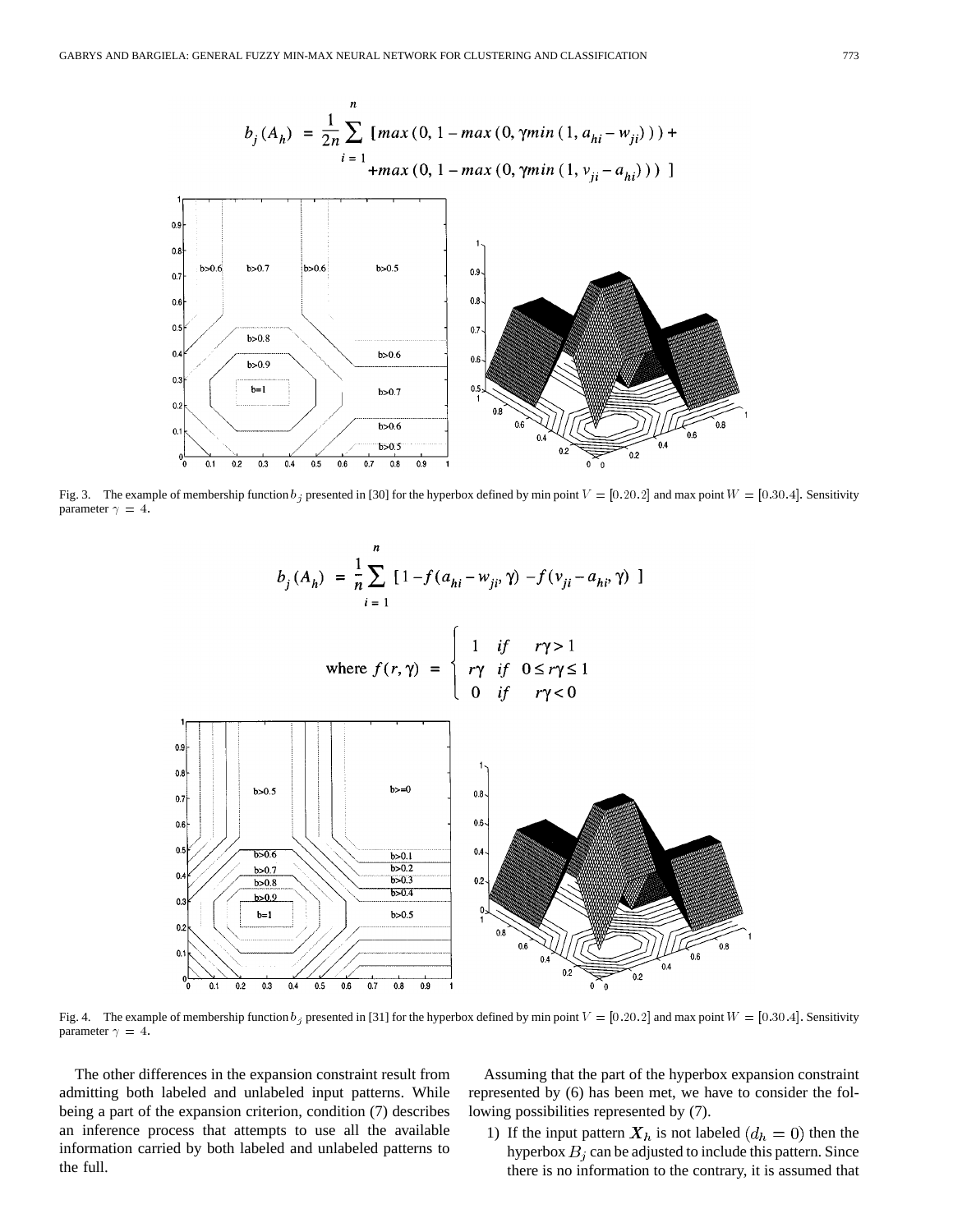$$b_j(A_h) = \frac{1}{2n}\sum_{i=1}^{n} [max(0, 1 - max(0, \gamma min(1, a_{hi} - w_{ji}))) + max(0, 1 - max(0, \gamma min(1, v_{ji} - a_{hi})))]$$

Fig. 3. The example of membership function $b_j$ presented in [30] for the hyperbox defined by min point $V = [0.2 0.2]$ and max point $W = [0.3 0.4]$. Sensitivity parameter $\gamma = 4$.

$$b_j(A_h) = \frac{1}{n}\sum_{i=1}^{n} [1 - f(a_{hi} - w_{ji}, \gamma) - f(v_{ji} - a_{hi}, \gamma)]$$

$$\text{where } f(r, \gamma) = \begin{cases} 1 & if \quad r\gamma > 1 \\ r\gamma & if \quad 0 \le r\gamma \le 1 \\ 0 & if \quad r\gamma < 0 \end{cases}$$

Fig. 4. The example of membership function $b_j$ presented in [31] for the hyperbox defined by min point $V = [0.2 0.2]$ and max point $W = [0.3 0.4]$. Sensitivity parameter $\gamma = 4$.

The other differences in the expansion constraint result from admitting both labeled and unlabeled input patterns. While being a part of the expansion criterion, condition (7) describes an inference process that attempts to use all the available information carried by both labeled and unlabeled patterns to the full.

Assuming that the part of the hyperbox expansion constraint represented by (6) has been met, we have to consider the following possibilities represented by (7).

1) If the input pattern $X_h$ is not labeled $(d_h = 0)$ then the hyperbox $B_j$ can be adjusted to include this pattern. Since there is no information to the contrary, it is assumed that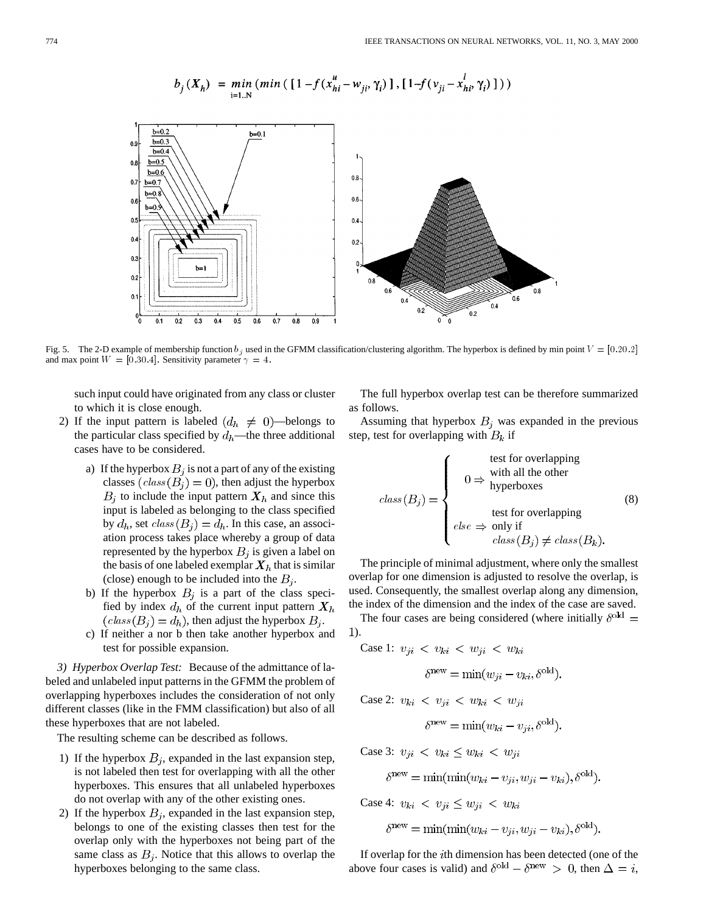$$b_j(X_h) = \min_{i=1..N} (\min([1 - f(x^u_{hi} - w_{ji}, \gamma_i)], [1 - f(v_{ji} - x^l_{hi}, \gamma_i)]))$$

Fig. 5. The 2-D example of membership function $b_j$ used in the GFMM classification/clustering algorithm. The hyperbox is defined by min point $V = [0.2\ 0.2]$ and max point $W = [0.3\ 0.4]$. Sensitivity parameter $\gamma = 4$.

such input could have originated from any class or cluster to which it is close enough.

2) If the input pattern is labeled ($d_h \neq 0$)—belongs to the particular class specified by $d_h$—the three additional cases have to be considered.

   a) If the hyperbox $B_j$ is not a part of any of the existing classes ($class(B_j) = 0$), then adjust the hyperbox $B_j$ to include the input pattern $X_h$ and since this input is labeled as belonging to the class specified by $d_h$, set $class(B_j) = d_h$. In this case, an association process takes place whereby a group of data represented by the hyperbox $B_j$ is given a label on the basis of one labeled exemplar $X_h$ that is similar (close) enough to be included into the $B_j$.

   b) If the hyperbox $B_j$ is a part of the class specified by index $d_h$ of the current input pattern $X_h$ ($class(B_j) = d_h$), then adjust the hyperbox $B_j$.

   c) If neither a nor b then take another hyperbox and test for possible expansion.

*3) Hyperbox Overlap Test:* Because of the admittance of labeled and unlabeled input patterns in the GFMM the problem of overlapping hyperboxes includes the consideration of not only different classes (like in the FMM classification) but also of all these hyperboxes that are not labeled.

The resulting scheme can be described as follows.

1) If the hyperbox $B_j$, expanded in the last expansion step, is not labeled then test for overlapping with all the other hyperboxes. This ensures that all unlabeled hyperboxes do not overlap with any of the other existing ones.

2) If the hyperbox $B_j$, expanded in the last expansion step, belongs to one of the existing classes then test for the overlap only with the hyperboxes not being part of the same class as $B_j$. Notice that this allows to overlap the hyperboxes belonging to the same class.

The full hyperbox overlap test can be therefore summarized as follows.

Assuming that hyperbox $B_j$ was expanded in the previous step, test for overlapping with $B_k$ if

$$class(B_j) = \begin{cases} 0 \Rightarrow & \text{test for overlapping with all the other hyperboxes} \\ else \Rightarrow & \text{test for overlapping only if } class(B_j) \neq class(B_k). \end{cases} \tag{8}$$

The principle of minimal adjustment, where only the smallest overlap for one dimension is adjusted to resolve the overlap, is used. Consequently, the smallest overlap along any dimension, the index of the dimension and the index of the case are saved.

The four cases are being considered (where initially $\delta^{\text{old}} = 1$).

Case 1: $v_{ji} < v_{ki} < w_{ji} < w_{ki}$

$$\delta^{\text{new}} = \min(w_{ji} - v_{ki}, \delta^{\text{old}}).$$

Case 2: $v_{ki} < v_{ji} < w_{ki} < w_{ji}$

$$\delta^{\text{new}} = \min(w_{ki} - v_{ji}, \delta^{\text{old}}).$$

Case 3: $v_{ji} < v_{ki} \leq w_{ki} < w_{ji}$

$$\delta^{\text{new}} = \min(\min(w_{ki} - v_{ji}, w_{ji} - v_{ki}), \delta^{\text{old}}).$$

Case 4: $v_{ki} < v_{ji} \leq w_{ji} < w_{ki}$

$$\delta^{\text{new}} = \min(\min(w_{ki} - v_{ji}, w_{ji} - v_{ki}), \delta^{\text{old}}).$$

If overlap for the $i$th dimension has been detected (one of the above four cases is valid) and $\delta^{\text{old}} - \delta^{\text{new}} > 0$, then $\Delta = i$,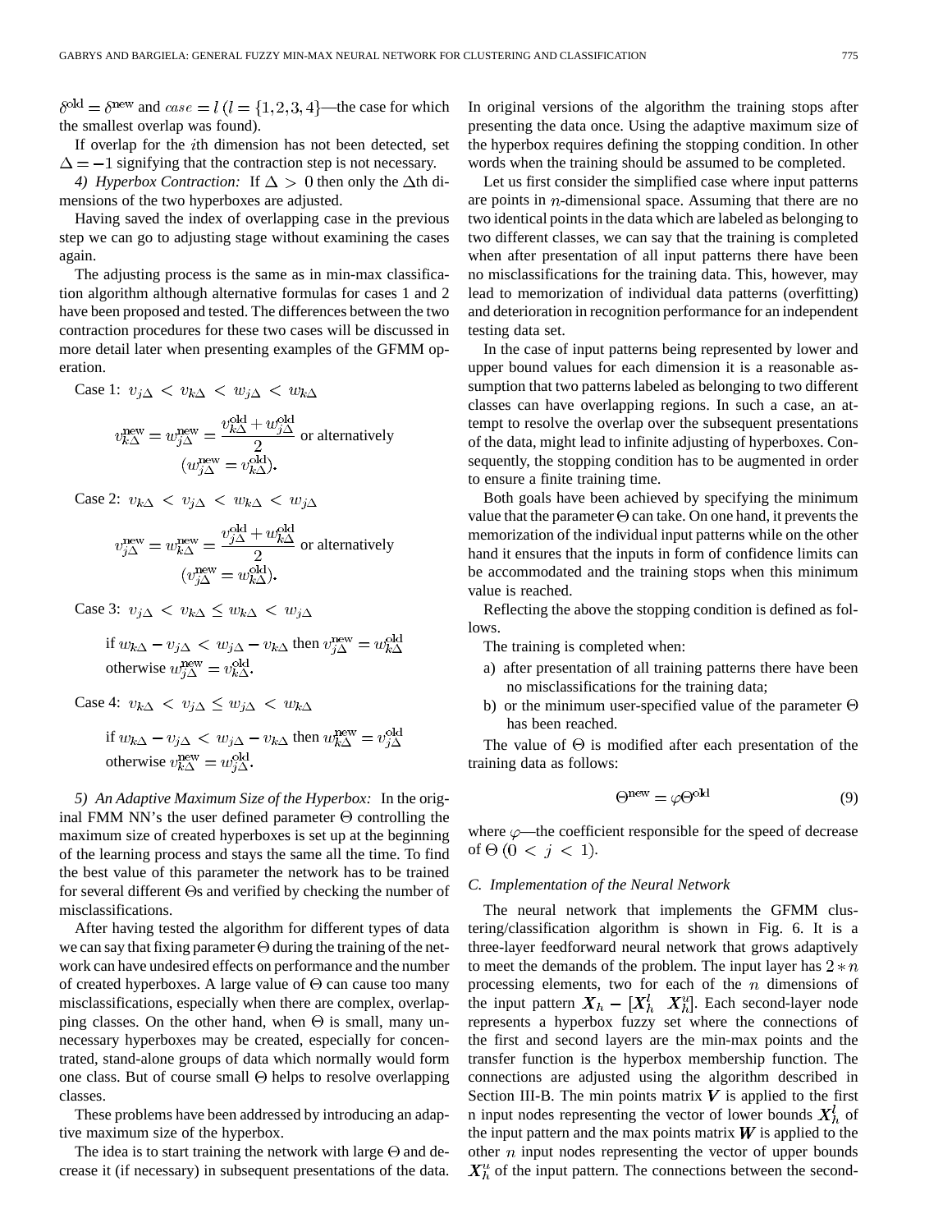$\delta^{\text{old}} = \delta^{\text{new}}$ and $case = l$ $(l = \{1, 2, 3, 4\}$—the case for which the smallest overlap was found).

If overlap for the $i$th dimension has not been detected, set $\Delta = -1$ signifying that the contraction step is not necessary.

*4) Hyperbox Contraction:* If $\Delta > 0$ then only the $\Delta$th dimensions of the two hyperboxes are adjusted.

Having saved the index of overlapping case in the previous step we can go to adjusting stage without examining the cases again.

The adjusting process is the same as in min-max classification algorithm although alternative formulas for cases 1 and 2 have been proposed and tested. The differences between the two contraction procedures for these two cases will be discussed in more detail later when presenting examples of the GFMM operation.

Case 1: $v_{j\Delta} < v_{k\Delta} < w_{j\Delta} < w_{k\Delta}$

$$v_{k\Delta}^{\text{new}} = w_{j\Delta}^{\text{new}} = \frac{v_{k\Delta}^{\text{old}} + w_{j\Delta}^{\text{old}}}{2} \text{ or alternatively } (w_{j\Delta}^{\text{new}} = v_{k\Delta}^{\text{old}}).$$

Case 2: $v_{k\Delta} < v_{j\Delta} < w_{k\Delta} < w_{j\Delta}$

$$v_{j\Delta}^{\text{new}} = w_{k\Delta}^{\text{new}} = \frac{v_{j\Delta}^{\text{old}} + w_{k\Delta}^{\text{old}}}{2} \text{ or alternatively } (v_{j\Delta}^{\text{new}} = w_{k\Delta}^{\text{old}}).$$

Case 3: $v_{j\Delta} < v_{k\Delta} \leq w_{k\Delta} < w_{j\Delta}$

if $w_{k\Delta} - v_{j\Delta} < w_{j\Delta} - v_{k\Delta}$ then $v_{j\Delta}^{\text{new}} = w_{k\Delta}^{\text{old}}$ otherwise $w_{j\Delta}^{\text{new}} = v_{k\Delta}^{\text{old}}$.

Case 4: $v_{k\Delta} < v_{j\Delta} \leq w_{j\Delta} < w_{k\Delta}$

if $w_{k\Delta} - v_{j\Delta} < w_{j\Delta} - v_{k\Delta}$ then $w_{k\Delta}^{\text{new}} = v_{j\Delta}^{\text{old}}$ otherwise $v_{k\Delta}^{\text{new}} = w_{j\Delta}^{\text{old}}$.

*5) An Adaptive Maximum Size of the Hyperbox:* In the original FMM NN's the user defined parameter $\Theta$ controlling the maximum size of created hyperboxes is set up at the beginning of the learning process and stays the same all the time. To find the best value of this parameter the network has to be trained for several different $\Theta$s and verified by checking the number of misclassifications.

After having tested the algorithm for different types of data we can say that fixing parameter $\Theta$ during the training of the network can have undesired effects on performance and the number of created hyperboxes. A large value of $\Theta$ can cause too many misclassifications, especially when there are complex, overlapping classes. On the other hand, when $\Theta$ is small, many unnecessary hyperboxes may be created, especially for concentrated, stand-alone groups of data which normally would form one class. But of course small $\Theta$ helps to resolve overlapping classes.

These problems have been addressed by introducing an adaptive maximum size of the hyperbox.

The idea is to start training the network with large $\Theta$ and decrease it (if necessary) in subsequent presentations of the data. In original versions of the algorithm the training stops after presenting the data once. Using the adaptive maximum size of the hyperbox requires defining the stopping condition. In other words when the training should be assumed to be completed.

Let us first consider the simplified case where input patterns are points in $n$-dimensional space. Assuming that there are no two identical points in the data which are labeled as belonging to two different classes, we can say that the training is completed when after presentation of all input patterns there have been no misclassifications for the training data. This, however, may lead to memorization of individual data patterns (overfitting) and deterioration in recognition performance for an independent testing data set.

In the case of input patterns being represented by lower and upper bound values for each dimension it is a reasonable assumption that two patterns labeled as belonging to two different classes can have overlapping regions. In such a case, an attempt to resolve the overlap over the subsequent presentations of the data, might lead to infinite adjusting of hyperboxes. Consequently, the stopping condition has to be augmented in order to ensure a finite training time.

Both goals have been achieved by specifying the minimum value that the parameter $\Theta$ can take. On one hand, it prevents the memorization of the individual input patterns while on the other hand it ensures that the inputs in form of confidence limits can be accommodated and the training stops when this minimum value is reached.

Reflecting the above the stopping condition is defined as follows.

The training is completed when:

a) after presentation of all training patterns there have been no misclassifications for the training data;
b) or the minimum user-specified value of the parameter $\Theta$ has been reached.

The value of $\Theta$ is modified after each presentation of the training data as follows:

$$\Theta^{\text{new}} = \varphi \Theta^{\text{old}} \tag{9}$$

where $\varphi$—the coefficient responsible for the speed of decrease of $\Theta$ $(0 < j < 1)$.

### C. Implementation of the Neural Network

The neural network that implements the GFMM clustering/classification algorithm is shown in Fig. 6. It is a three-layer feedforward neural network that grows adaptively to meet the demands of the problem. The input layer has $2*n$ processing elements, two for each of the $n$ dimensions of the input pattern $X_h = [X_h^l \;\; X_h^u]$. Each second-layer node represents a hyperbox fuzzy set where the connections of the first and second layers are the min-max points and the transfer function is the hyperbox membership function. The connections are adjusted using the algorithm described in Section III-B. The min points matrix $\boldsymbol{V}$ is applied to the first n input nodes representing the vector of lower bounds $X_h^l$ of the input pattern and the max points matrix $\boldsymbol{W}$ is applied to the other $n$ input nodes representing the vector of upper bounds $X_h^u$ of the input pattern. The connections between the second-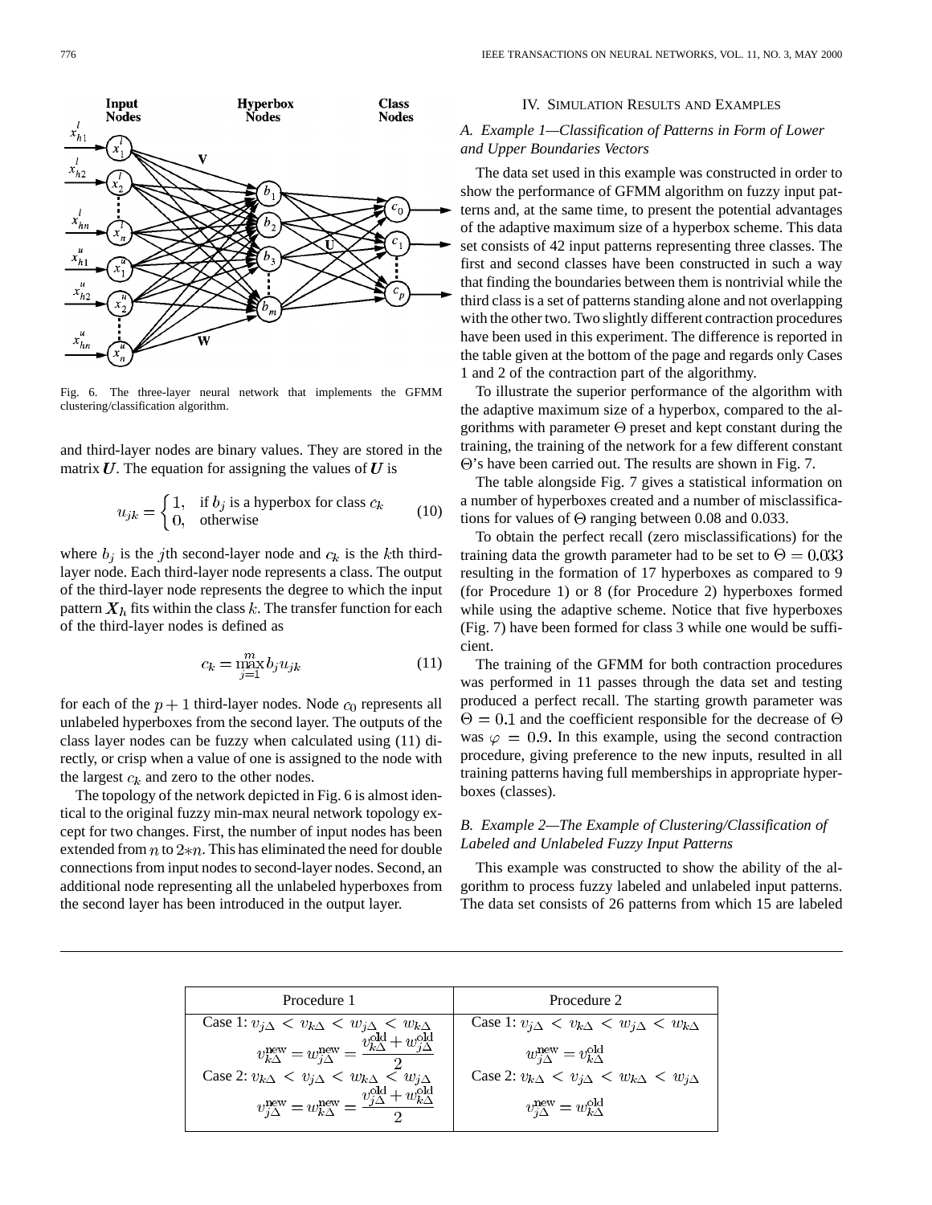Fig. 6. The three-layer neural network that implements the GFMM clustering/classification algorithm.

and third-layer nodes are binary values. They are stored in the matrix $\boldsymbol{U}$. The equation for assigning the values of $\boldsymbol{U}$ is

$$u_{jk} = \begin{cases} 1, & \text{if } b_j \text{ is a hyperbox for class } c_k \\ 0, & \text{otherwise} \end{cases} \tag{10}$$

where $b_j$ is the $j$th second-layer node and $c_k$ is the $k$th third-layer node. Each third-layer node represents a class. The output of the third-layer node represents the degree to which the input pattern $\boldsymbol{X}_h$ fits within the class $k$. The transfer function for each of the third-layer nodes is defined as

$$c_k = \max_{j=1}^{m} b_j u_{jk} \tag{11}$$

for each of the $p+1$ third-layer nodes. Node $c_0$ represents all unlabeled hyperboxes from the second layer. The outputs of the class layer nodes can be fuzzy when calculated using (11) directly, or crisp when a value of one is assigned to the node with the largest $c_k$ and zero to the other nodes.

The topology of the network depicted in Fig. 6 is almost identical to the original fuzzy min-max neural network topology except for two changes. First, the number of input nodes has been extended from $n$ to $2*n$. This has eliminated the need for double connections from input nodes to second-layer nodes. Second, an additional node representing all the unlabeled hyperboxes from the second layer has been introduced in the output layer.

## IV. Simulation Results and Examples

### *A. Example 1—Classification of Patterns in Form of Lower and Upper Boundaries Vectors*

The data set used in this example was constructed in order to show the performance of GFMM algorithm on fuzzy input patterns and, at the same time, to present the potential advantages of the adaptive maximum size of a hyperbox scheme. This data set consists of 42 input patterns representing three classes. The first and second classes have been constructed in such a way that finding the boundaries between them is nontrivial while the third class is a set of patterns standing alone and not overlapping with the other two. Two slightly different contraction procedures have been used in this experiment. The difference is reported in the table given at the bottom of the page and regards only Cases 1 and 2 of the contraction part of the algorithmy.

To illustrate the superior performance of the algorithm with the adaptive maximum size of a hyperbox, compared to the algorithms with parameter $\Theta$ preset and kept constant during the training, the training of the network for a few different constant $\Theta$'s have been carried out. The results are shown in Fig. 7.

The table alongside Fig. 7 gives a statistical information on a number of hyperboxes created and a number of misclassifications for values of $\Theta$ ranging between 0.08 and 0.033.

To obtain the perfect recall (zero misclassifications) for the training data the growth parameter had to be set to $\Theta = 0.033$ resulting in the formation of 17 hyperboxes as compared to 9 (for Procedure 1) or 8 (for Procedure 2) hyperboxes formed while using the adaptive scheme. Notice that five hyperboxes (Fig. 7) have been formed for class 3 while one would be sufficient.

The training of the GFMM for both contraction procedures was performed in 11 passes through the data set and testing produced a perfect recall. The starting growth parameter was $\Theta = 0.1$ and the coefficient responsible for the decrease of $\Theta$ was $\varphi = 0.9$. In this example, using the second contraction procedure, giving preference to the new inputs, resulted in all training patterns having full memberships in appropriate hyperboxes (classes).

### *B. Example 2—The Example of Clustering/Classification of Labeled and Unlabeled Fuzzy Input Patterns*

This example was constructed to show the ability of the algorithm to process fuzzy labeled and unlabeled input patterns. The data set consists of 26 patterns from which 15 are labeled

| Procedure 1 | Procedure 2 |
|---|---|
| Case 1: $v_{j\Delta} < v_{k\Delta} < w_{j\Delta} < w_{k\Delta}$ $\quad v_{k\Delta}^{\text{new}} = w_{j\Delta}^{\text{new}} = \dfrac{v_{k\Delta}^{\text{old}} + w_{j\Delta}^{\text{old}}}{2}$ | Case 1: $v_{j\Delta} < v_{k\Delta} < w_{j\Delta} < w_{k\Delta}$ $\quad w_{j\Delta}^{\text{new}} = v_{k\Delta}^{\text{old}}$ |
| Case 2: $v_{k\Delta} < v_{j\Delta} < w_{k\Delta} < w_{j\Delta}$ $\quad v_{j\Delta}^{\text{new}} = w_{k\Delta}^{\text{new}} = \dfrac{v_{j\Delta}^{\text{old}} + w_{k\Delta}^{\text{old}}}{2}$ | Case 2: $v_{k\Delta} < v_{j\Delta} < w_{k\Delta} < w_{j\Delta}$ $\quad v_{j\Delta}^{\text{new}} = w_{k\Delta}^{\text{old}}$ |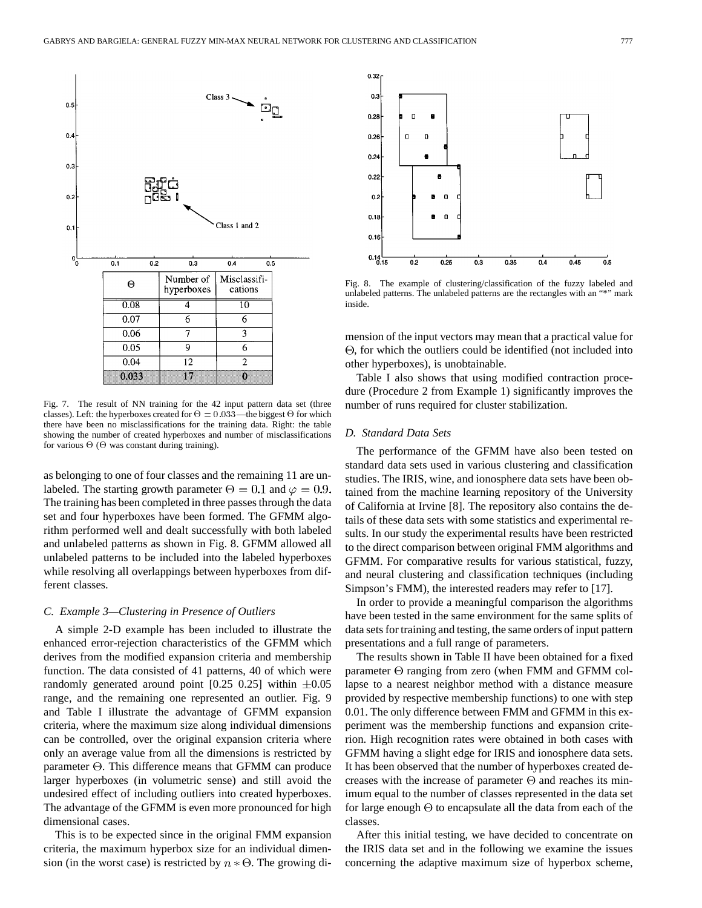| Θ | Number of hyperboxes | Misclassifications |
|---|---|---|
| 0.08 | 4 | 10 |
| 0.07 | 6 | 6 |
| 0.06 | 7 | 3 |
| 0.05 | 9 | 6 |
| 0.04 | 12 | 2 |
| **0.033** | **17** | **0** |

Fig. 7. The result of NN training for the 42 input pattern data set (three classes). Left: the hyperboxes created for $\Theta = 0.033$—the biggest $\Theta$ for which there have been no misclassifications for the training data. Right: the table showing the number of created hyperboxes and number of misclassifications for various $\Theta$ ($\Theta$ was constant during training).

as belonging to one of four classes and the remaining 11 are unlabeled. The starting growth parameter $\Theta = 0.1$ and $\varphi = 0.9$. The training has been completed in three passes through the data set and four hyperboxes have been formed. The GFMM algorithm performed well and dealt successfully with both labeled and unlabeled patterns as shown in Fig. 8. GFMM allowed all unlabeled patterns to be included into the labeled hyperboxes while resolving all overlappings between hyperboxes from different classes.

### C. Example 3—Clustering in Presence of Outliers

A simple 2-D example has been included to illustrate the enhanced error-rejection characteristics of the GFMM which derives from the modified expansion criteria and membership function. The data consisted of 41 patterns, 40 of which were randomly generated around point [0.25 0.25] within $\pm 0.05$ range, and the remaining one represented an outlier. Fig. 9 and Table I illustrate the advantage of GFMM expansion criteria, where the maximum size along individual dimensions can be controlled, over the original expansion criteria where only an average value from all the dimensions is restricted by parameter $\Theta$. This difference means that GFMM can produce larger hyperboxes (in volumetric sense) and still avoid the undesired effect of including outliers into created hyperboxes. The advantage of the GFMM is even more pronounced for high dimensional cases.

This is to be expected since in the original FMM expansion criteria, the maximum hyperbox size for an individual dimension (in the worst case) is restricted by $n * \Theta$. The growing dimension of the input vectors may mean that a practical value for $\Theta$, for which the outliers could be identified (not included into other hyperboxes), is unobtainable.

Fig. 8. The example of clustering/classification of the fuzzy labeled and unlabeled patterns. The unlabeled patterns are the rectangles with an "*" mark inside.

Table I also shows that using modified contraction procedure (Procedure 2 from Example 1) significantly improves the number of runs required for cluster stabilization.

### D. Standard Data Sets

The performance of the GFMM have also been tested on standard data sets used in various clustering and classification studies. The IRIS, wine, and ionosphere data sets have been obtained from the machine learning repository of the University of California at Irvine [8]. The repository also contains the details of these data sets with some statistics and experimental results. In our study the experimental results have been restricted to the direct comparison between original FMM algorithms and GFMM. For comparative results for various statistical, fuzzy, and neural clustering and classification techniques (including Simpson's FMM), the interested readers may refer to [17].

In order to provide a meaningful comparison the algorithms have been tested in the same environment for the same splits of data sets for training and testing, the same orders of input pattern presentations and a full range of parameters.

The results shown in Table II have been obtained for a fixed parameter $\Theta$ ranging from zero (when FMM and GFMM collapse to a nearest neighbor method with a distance measure provided by respective membership functions) to one with step 0.01. The only difference between FMM and GFMM in this experiment was the membership functions and expansion criterion. High recognition rates were obtained in both cases with GFMM having a slight edge for IRIS and ionosphere data sets. It has been observed that the number of hyperboxes created decreases with the increase of parameter $\Theta$ and reaches its minimum equal to the number of classes represented in the data set for large enough $\Theta$ to encapsulate all the data from each of the classes.

After this initial testing, we have decided to concentrate on the IRIS data set and in the following we examine the issues concerning the adaptive maximum size of hyperbox scheme,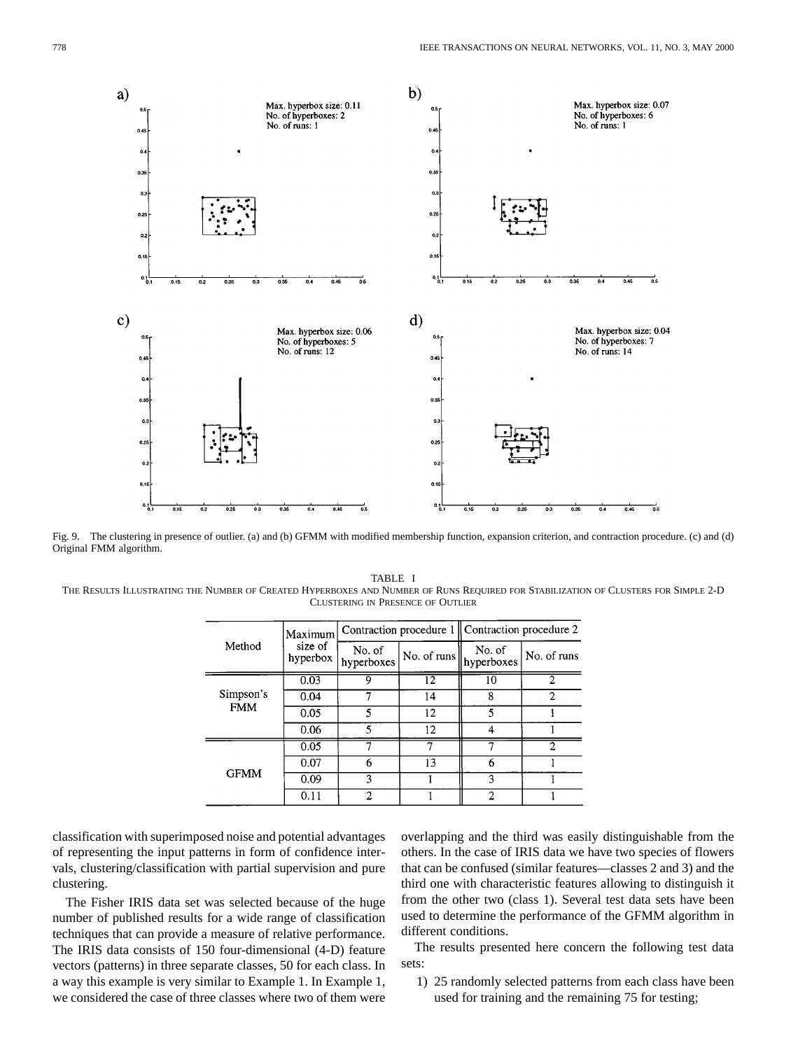Fig. 9. The clustering in presence of outlier. (a) and (b) GFMM with modified membership function, expansion criterion, and contraction procedure. (c) and (d) Original FMM algorithm.

TABLE I
THE RESULTS ILLUSTRATING THE NUMBER OF CREATED HYPERBOXES AND NUMBER OF RUNS REQUIRED FOR STABILIZATION OF CLUSTERS FOR SIMPLE 2-D CLUSTERING IN PRESENCE OF OUTLIER

| Method | Maximum size of hyperbox | Contraction procedure 1 | | Contraction procedure 2 | |
|---|---|---|---|---|---|
| | | No. of hyperboxes | No. of runs | No. of hyperboxes | No. of runs |
| Simpson's FMM | 0.03 | 9 | 12 | 10 | 2 |
| | 0.04 | 7 | 14 | 8 | 2 |
| | 0.05 | 5 | 12 | 5 | 1 |
| | 0.06 | 5 | 12 | 4 | 1 |
| GFMM | 0.05 | 7 | 7 | 7 | 2 |
| | 0.07 | 6 | 13 | 6 | 1 |
| | 0.09 | 3 | 1 | 3 | 1 |
| | 0.11 | 2 | 1 | 2 | 1 |

classification with superimposed noise and potential advantages of representing the input patterns in form of confidence intervals, clustering/classification with partial supervision and pure clustering.

The Fisher IRIS data set was selected because of the huge number of published results for a wide range of classification techniques that can provide a measure of relative performance. The IRIS data consists of 150 four-dimensional (4-D) feature vectors (patterns) in three separate classes, 50 for each class. In a way this example is very similar to Example 1. In Example 1, we considered the case of three classes where two of them were overlapping and the third was easily distinguishable from the others. In the case of IRIS data we have two species of flowers that can be confused (similar features—classes 2 and 3) and the third one with characteristic features allowing to distinguish it from the other two (class 1). Several test data sets have been used to determine the performance of the GFMM algorithm in different conditions.

The results presented here concern the following test data sets:

1) 25 randomly selected patterns from each class have been used for training and the remaining 75 for testing;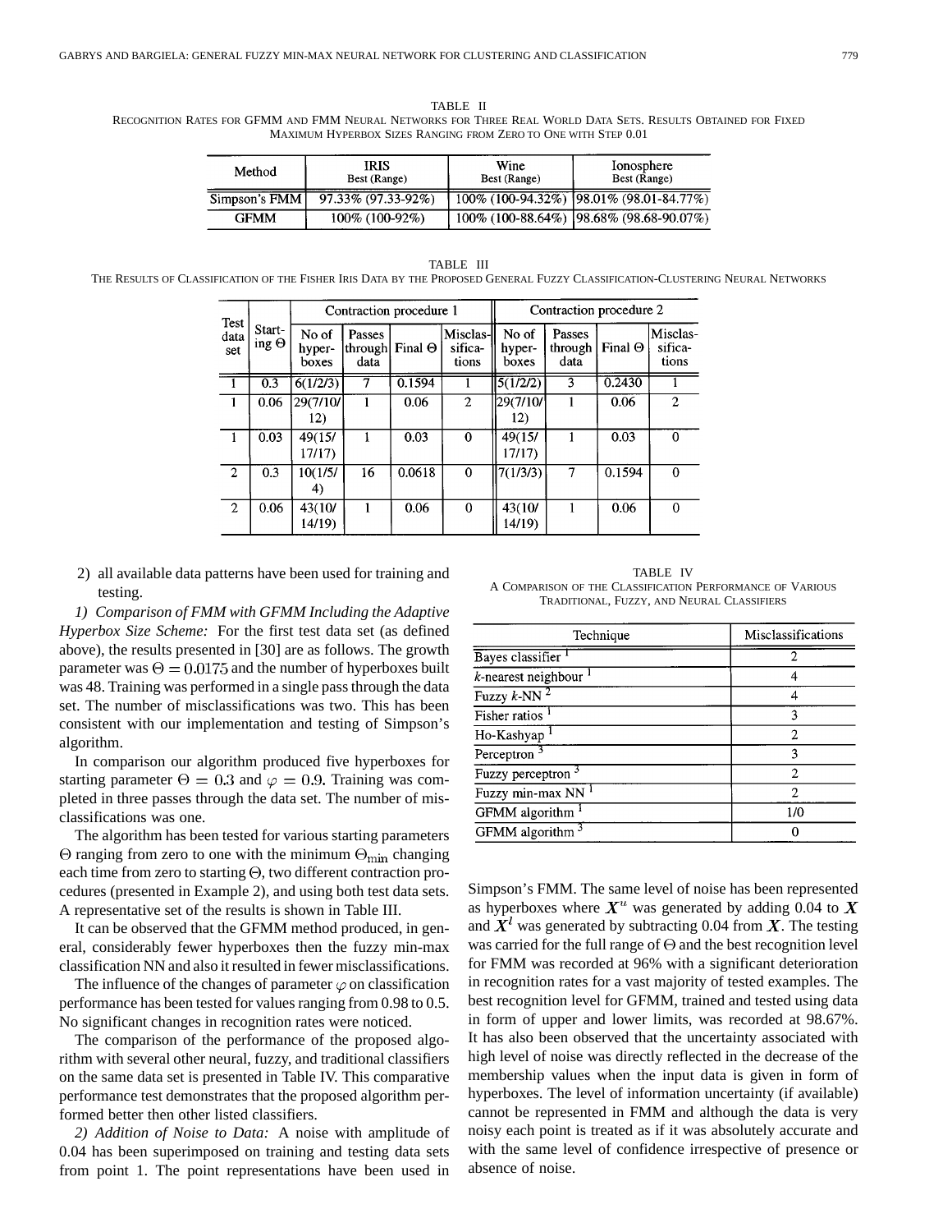TABLE II
RECOGNITION RATES FOR GFMM AND FMM NEURAL NETWORKS FOR THREE REAL WORLD DATA SETS. RESULTS OBTAINED FOR FIXED MAXIMUM HYPERBOX SIZES RANGING FROM ZERO TO ONE WITH STEP 0.01

| Method | IRIS Best (Range) | Wine Best (Range) | Ionosphere Best (Range) |
|---|---|---|---|
| Simpson's FMM | 97.33% (97.33-92%) | 100% (100-94.32%) | 98.01% (98.01-84.77%) |
| GFMM | 100% (100-92%) | 100% (100-88.64%) | 98.68% (98.68-90.07%) |

TABLE III
THE RESULTS OF CLASSIFICATION OF THE FISHER IRIS DATA BY THE PROPOSED GENERAL FUZZY CLASSIFICATION-CLUSTERING NEURAL NETWORKS

| Test data set | Starting $\Theta$ | Contraction procedure 1 | | | | Contraction procedure 2 | | | |
|---|---|---|---|---|---|---|---|---|---|
| | | No of hyper-boxes | Passes through data | Final $\Theta$ | Misclassifications | No of hyper-boxes | Passes through data | Final $\Theta$ | Misclassifications |
| 1 | 0.3 | 6(1/2/3) | 7 | 0.1594 | 1 | 5(1/2/2) | 3 | 0.2430 | 1 |
| 1 | 0.06 | 29(7/10/12) | 1 | 0.06 | 2 | 29(7/10/12) | 1 | 0.06 | 2 |
| 1 | 0.03 | 49(15/17/17) | 1 | 0.03 | 0 | 49(15/17/17) | 1 | 0.03 | 0 |
| 2 | 0.3 | 10(1/5/4) | 16 | 0.0618 | 0 | 7(1/3/3) | 7 | 0.1594 | 0 |
| 2 | 0.06 | 43(10/14/19) | 1 | 0.06 | 0 | 43(10/14/19) | 1 | 0.06 | 0 |

2) all available data patterns have been used for training and testing.

*1) Comparison of FMM with GFMM Including the Adaptive Hyperbox Size Scheme:* For the first test data set (as defined above), the results presented in [30] are as follows. The growth parameter was $\Theta = 0.0175$ and the number of hyperboxes built was 48. Training was performed in a single pass through the data set. The number of misclassifications was two. This has been consistent with our implementation and testing of Simpson's algorithm.

In comparison our algorithm produced five hyperboxes for starting parameter $\Theta = 0.3$ and $\varphi = 0.9$. Training was completed in three passes through the data set. The number of misclassifications was one.

The algorithm has been tested for various starting parameters $\Theta$ ranging from zero to one with the minimum $\Theta_{\min}$ changing each time from zero to starting $\Theta$, two different contraction procedures (presented in Example 2), and using both test data sets. A representative set of the results is shown in Table III.

It can be observed that the GFMM method produced, in general, considerably fewer hyperboxes then the fuzzy min-max classification NN and also it resulted in fewer misclassifications.

The influence of the changes of parameter $\varphi$ on classification performance has been tested for values ranging from 0.98 to 0.5. No significant changes in recognition rates were noticed.

The comparison of the performance of the proposed algorithm with several other neural, fuzzy, and traditional classifiers on the same data set is presented in Table IV. This comparative performance test demonstrates that the proposed algorithm performed better then other listed classifiers.

*2) Addition of Noise to Data:* A noise with amplitude of 0.04 has been superimposed on training and testing data sets from point 1. The point representations have been used in Simpson's FMM. The same level of noise has been represented as hyperboxes where $\boldsymbol{X}^u$ was generated by adding 0.04 to $\boldsymbol{X}$ and $\boldsymbol{X}^l$ was generated by subtracting 0.04 from $\boldsymbol{X}$. The testing was carried for the full range of $\Theta$ and the best recognition level for FMM was recorded at 96% with a significant deterioration in recognition rates for a vast majority of tested examples. The best recognition level for GFMM, trained and tested using data in form of upper and lower limits, was recorded at 98.67%. It has also been observed that the uncertainty associated with high level of noise was directly reflected in the decrease of the membership values when the input data is given in form of hyperboxes. The level of information uncertainty (if available) cannot be represented in FMM and although the data is very noisy each point is treated as if it was absolutely accurate and with the same level of confidence irrespective of presence or absence of noise.

TABLE IV
A COMPARISON OF THE CLASSIFICATION PERFORMANCE OF VARIOUS TRADITIONAL, FUZZY, AND NEURAL CLASSIFIERS

| Technique | Misclassifications |
|---|---|
| Bayes classifier [1] | 2 |
| *k*-nearest neighbour [1] | 4 |
| Fuzzy *k*-NN [2] | 4 |
| Fisher ratios [1] | 3 |
| Ho-Kashyap [1] | 2 |
| Perceptron [3] | 3 |
| Fuzzy perceptron [3] | 2 |
| Fuzzy min-max NN [1] | 2 |
| GFMM algorithm [1] | 1/0 |
| GFMM algorithm [3] | 0 |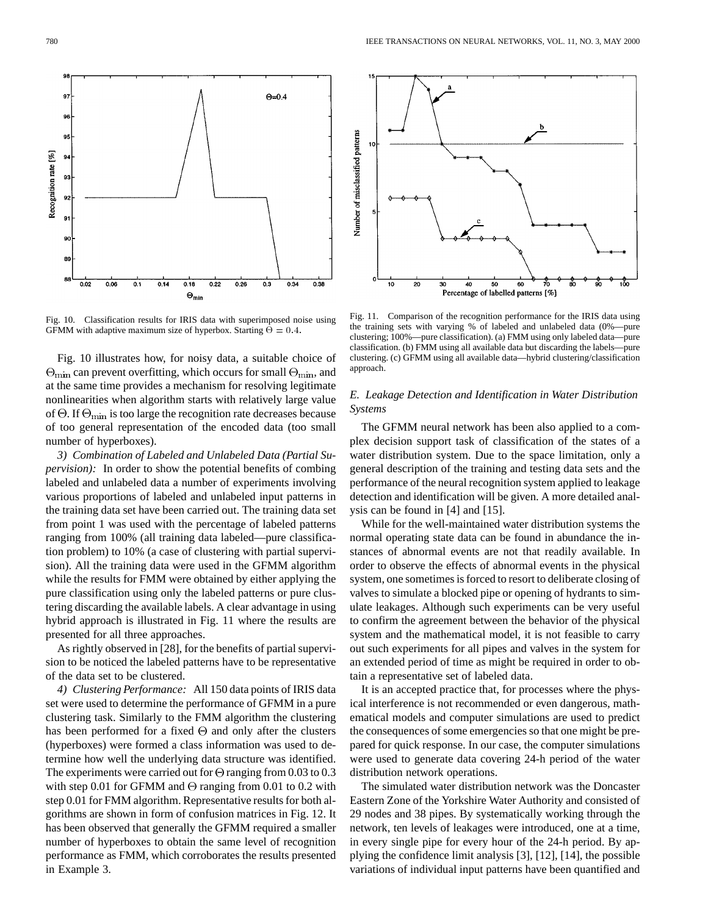Fig. 10. Classification results for IRIS data with superimposed noise using GFMM with adaptive maximum size of hyperbox. Starting $\Theta = 0.4$.

Fig. 11. Comparison of the recognition performance for the IRIS data using the training sets with varying % of labeled and unlabeled data (0%—pure clustering; 100%—pure classification). (a) FMM using only labeled data—pure classification. (b) FMM using all available data but discarding the labels—pure clustering. (c) GFMM using all available data—hybrid clustering/classification approach.

Fig. 10 illustrates how, for noisy data, a suitable choice of $\Theta_{\min}$ can prevent overfitting, which occurs for small $\Theta_{\min}$, and at the same time provides a mechanism for resolving legitimate nonlinearities when algorithm starts with relatively large value of $\Theta$. If $\Theta_{\min}$ is too large the recognition rate decreases because of too general representation of the encoded data (too small number of hyperboxes).

*3) Combination of Labeled and Unlabeled Data (Partial Supervision):* In order to show the potential benefits of combing labeled and unlabeled data a number of experiments involving various proportions of labeled and unlabeled input patterns in the training data set have been carried out. The training data set from point 1 was used with the percentage of labeled patterns ranging from 100% (all training data labeled—pure classification problem) to 10% (a case of clustering with partial supervision). All the training data were used in the GFMM algorithm while the results for FMM were obtained by either applying the pure classification using only the labeled patterns or pure clustering discarding the available labels. A clear advantage in using hybrid approach is illustrated in Fig. 11 where the results are presented for all three approaches.

As rightly observed in [28], for the benefits of partial supervision to be noticed the labeled patterns have to be representative of the data set to be clustered.

*4) Clustering Performance:* All 150 data points of IRIS data set were used to determine the performance of GFMM in a pure clustering task. Similarly to the FMM algorithm the clustering has been performed for a fixed $\Theta$ and only after the clusters (hyperboxes) were formed a class information was used to determine how well the underlying data structure was identified. The experiments were carried out for $\Theta$ ranging from 0.03 to 0.3 with step 0.01 for GFMM and $\Theta$ ranging from 0.01 to 0.2 with step 0.01 for FMM algorithm. Representative results for both algorithms are shown in form of confusion matrices in Fig. 12. It has been observed that generally the GFMM required a smaller number of hyperboxes to obtain the same level of recognition performance as FMM, which corroborates the results presented in Example 3.

### *E. Leakage Detection and Identification in Water Distribution Systems*

The GFMM neural network has been also applied to a complex decision support task of classification of the states of a water distribution system. Due to the space limitation, only a general description of the training and testing data sets and the performance of the neural recognition system applied to leakage detection and identification will be given. A more detailed analysis can be found in [4] and [15].

While for the well-maintained water distribution systems the normal operating state data can be found in abundance the instances of abnormal events are not that readily available. In order to observe the effects of abnormal events in the physical system, one sometimes is forced to resort to deliberate closing of valves to simulate a blocked pipe or opening of hydrants to simulate leakages. Although such experiments can be very useful to confirm the agreement between the behavior of the physical system and the mathematical model, it is not feasible to carry out such experiments for all pipes and valves in the system for an extended period of time as might be required in order to obtain a representative set of labeled data.

It is an accepted practice that, for processes where the physical interference is not recommended or even dangerous, mathematical models and computer simulations are used to predict the consequences of some emergencies so that one might be prepared for quick response. In our case, the computer simulations were used to generate data covering 24-h period of the water distribution network operations.

The simulated water distribution network was the Doncaster Eastern Zone of the Yorkshire Water Authority and consisted of 29 nodes and 38 pipes. By systematically working through the network, ten levels of leakages were introduced, one at a time, in every single pipe for every hour of the 24-h period. By applying the confidence limit analysis [3], [12], [14], the possible variations of individual input patterns have been quantified and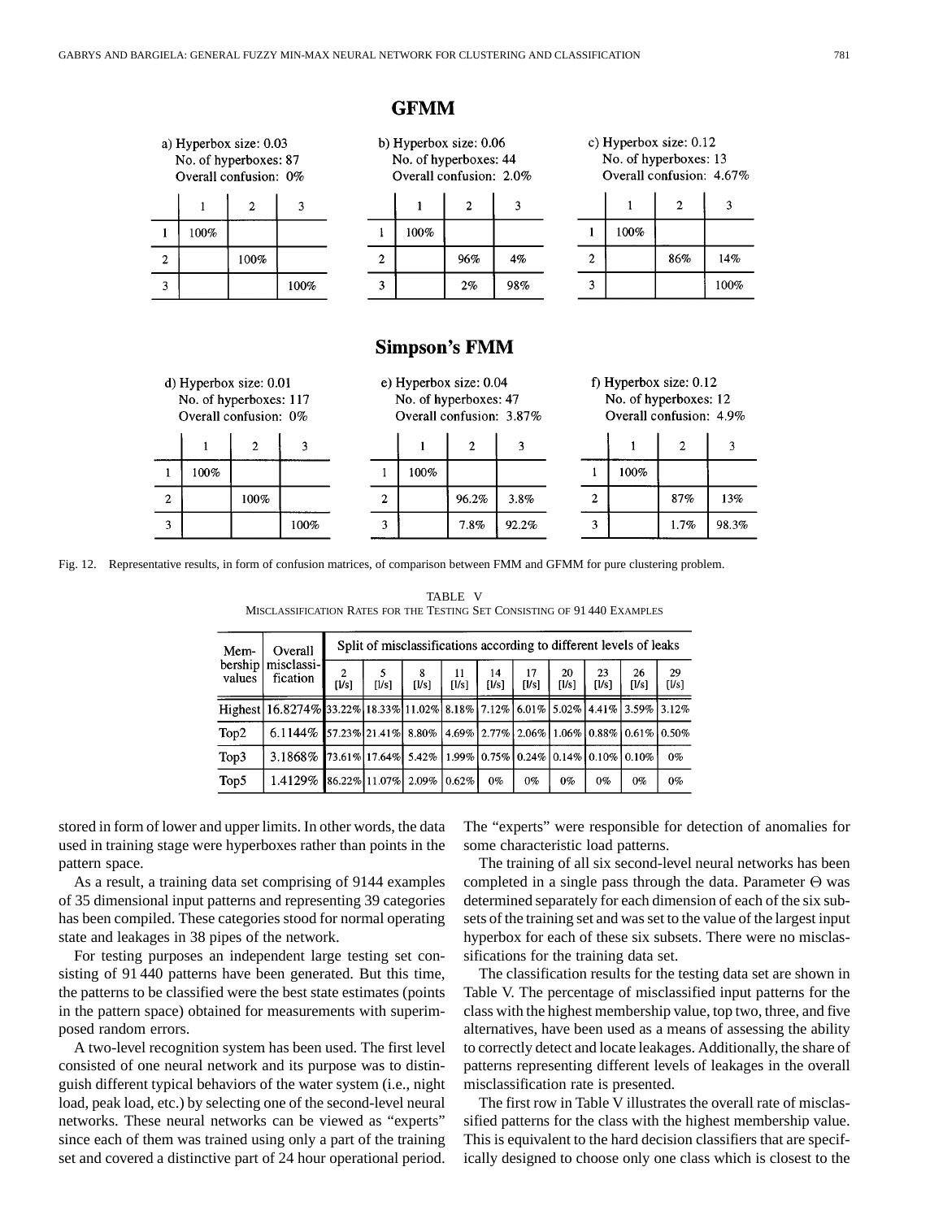## GFMM

a) Hyperbox size: 0.03
No. of hyperboxes: 87
Overall confusion: 0%

| | 1 | 2 | 3 |
|---|---|---|---|
| 1 | 100% | | |
| 2 | | 100% | |
| 3 | | | 100% |

b) Hyperbox size: 0.06
No. of hyperboxes: 44
Overall confusion: 2.0%

| | 1 | 2 | 3 |
|---|---|---|---|
| 1 | 100% | | |
| 2 | | 96% | 4% |
| 3 | | 2% | 98% |

c) Hyperbox size: 0.12
No. of hyperboxes: 13
Overall confusion: 4.67%

| | 1 | 2 | 3 |
|---|---|---|---|
| 1 | 100% | | |
| 2 | | 86% | 14% |
| 3 | | | 100% |

## Simpson's FMM

d) Hyperbox size: 0.01
No. of hyperboxes: 117
Overall confusion: 0%

| | 1 | 2 | 3 |
|---|---|---|---|
| 1 | 100% | | |
| 2 | | 100% | |
| 3 | | | 100% |

e) Hyperbox size: 0.04
No. of hyperboxes: 47
Overall confusion: 3.87%

| | 1 | 2 | 3 |
|---|---|---|---|
| 1 | 100% | | |
| 2 | | 96.2% | 3.8% |
| 3 | | 7.8% | 92.2% |

f) Hyperbox size: 0.12
No. of hyperboxes: 12
Overall confusion: 4.9%

| | 1 | 2 | 3 |
|---|---|---|---|
| 1 | 100% | | |
| 2 | | 87% | 13% |
| 3 | | 1.7% | 98.3% |

Fig. 12. Representative results, in form of confusion matrices, of comparison between FMM and GFMM for pure clustering problem.

TABLE V
MISCLASSIFICATION RATES FOR THE TESTING SET CONSISTING OF 91 440 EXAMPLES

| Membership values | Overall misclassification | Split of misclassifications according to different levels of leaks | | | | | | | | | |
|---|---|---|---|---|---|---|---|---|---|---|---|
| | | 2 [l/s] | 5 [l/s] | 8 [l/s] | 11 [l/s] | 14 [l/s] | 17 [l/s] | 20 [l/s] | 23 [l/s] | 26 [l/s] | 29 [l/s] |
| Highest | 16.8274% | 33.22% | 18.33% | 11.02% | 8.18% | 7.12% | 6.01% | 5.02% | 4.41% | 3.59% | 3.12% |
| Top2 | 6.1144% | 57.23% | 21.41% | 8.80% | 4.69% | 2.77% | 2.06% | 1.06% | 0.88% | 0.61% | 0.50% |
| Top3 | 3.1868% | 73.61% | 17.64% | 5.42% | 1.99% | 0.75% | 0.24% | 0.14% | 0.10% | 0.10% | 0% |
| Top5 | 1.4129% | 86.22% | 11.07% | 2.09% | 0.62% | 0% | 0% | 0% | 0% | 0% | 0% |

stored in form of lower and upper limits. In other words, the data used in training stage were hyperboxes rather than points in the pattern space.

As a result, a training data set comprising of 9144 examples of 35 dimensional input patterns and representing 39 categories has been compiled. These categories stood for normal operating state and leakages in 38 pipes of the network.

For testing purposes an independent large testing set consisting of 91 440 patterns have been generated. But this time, the patterns to be classified were the best state estimates (points in the pattern space) obtained for measurements with superimposed random errors.

A two-level recognition system has been used. The first level consisted of one neural network and its purpose was to distinguish different typical behaviors of the water system (i.e., night load, peak load, etc.) by selecting one of the second-level neural networks. These neural networks can be viewed as "experts" since each of them was trained using only a part of the training set and covered a distinctive part of 24 hour operational period. The "experts" were responsible for detection of anomalies for some characteristic load patterns.

The training of all six second-level neural networks has been completed in a single pass through the data. Parameter $\Theta$ was determined separately for each dimension of each of the six subsets of the training set and was set to the value of the largest input hyperbox for each of these six subsets. There were no misclassifications for the training data set.

The classification results for the testing data set are shown in Table V. The percentage of misclassified input patterns for the class with the highest membership value, top two, three, and five alternatives, have been used as a means of assessing the ability to correctly detect and locate leakages. Additionally, the share of patterns representing different levels of leakages in the overall misclassification rate is presented.

The first row in Table V illustrates the overall rate of misclassified patterns for the class with the highest membership value. This is equivalent to the hard decision classifiers that are specifically designed to choose only one class which is closest to the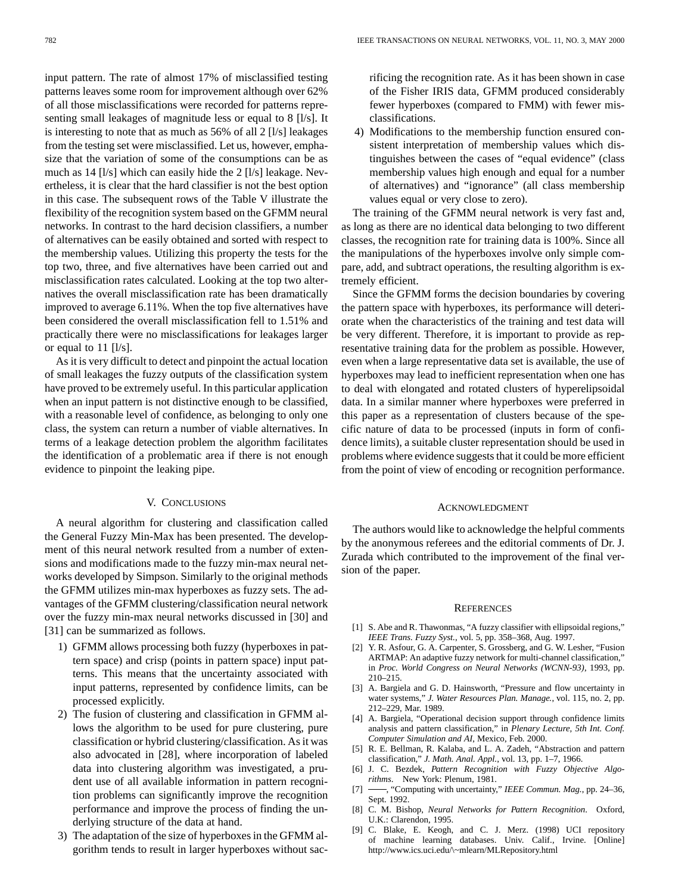input pattern. The rate of almost 17% of misclassified testing patterns leaves some room for improvement although over 62% of all those misclassifications were recorded for patterns representing small leakages of magnitude less or equal to 8 [l/s]. It is interesting to note that as much as 56% of all 2 [l/s] leakages from the testing set were misclassified. Let us, however, emphasize that the variation of some of the consumptions can be as much as 14 [l/s] which can easily hide the 2 [l/s] leakage. Nevertheless, it is clear that the hard classifier is not the best option in this case. The subsequent rows of the Table V illustrate the flexibility of the recognition system based on the GFMM neural networks. In contrast to the hard decision classifiers, a number of alternatives can be easily obtained and sorted with respect to the membership values. Utilizing this property the tests for the top two, three, and five alternatives have been carried out and misclassification rates calculated. Looking at the top two alternatives the overall misclassification rate has been dramatically improved to average 6.11%. When the top five alternatives have been considered the overall misclassification fell to 1.51% and practically there were no misclassifications for leakages larger or equal to 11 [l/s].

As it is very difficult to detect and pinpoint the actual location of small leakages the fuzzy outputs of the classification system have proved to be extremely useful. In this particular application when an input pattern is not distinctive enough to be classified, with a reasonable level of confidence, as belonging to only one class, the system can return a number of viable alternatives. In terms of a leakage detection problem the algorithm facilitates the identification of a problematic area if there is not enough evidence to pinpoint the leaking pipe.

## V. Conclusions

A neural algorithm for clustering and classification called the General Fuzzy Min-Max has been presented. The development of this neural network resulted from a number of extensions and modifications made to the fuzzy min-max neural networks developed by Simpson. Similarly to the original methods the GFMM utilizes min-max hyperboxes as fuzzy sets. The advantages of the GFMM clustering/classification neural network over the fuzzy min-max neural networks discussed in [30] and [31] can be summarized as follows.

1) GFMM allows processing both fuzzy (hyperboxes in pattern space) and crisp (points in pattern space) input patterns. This means that the uncertainty associated with input patterns, represented by confidence limits, can be processed explicitly.
2) The fusion of clustering and classification in GFMM allows the algorithm to be used for pure clustering, pure classification or hybrid clustering/classification. As it was also advocated in [28], where incorporation of labeled data into clustering algorithm was investigated, a prudent use of all available information in pattern recognition problems can significantly improve the recognition performance and improve the process of finding the underlying structure of the data at hand.
3) The adaptation of the size of hyperboxes in the GFMM algorithm tends to result in larger hyperboxes without sacrificing the recognition rate. As it has been shown in case of the Fisher IRIS data, GFMM produced considerably fewer hyperboxes (compared to FMM) with fewer misclassifications.
4) Modifications to the membership function ensured consistent interpretation of membership values which distinguishes between the cases of "equal evidence" (class membership values high enough and equal for a number of alternatives) and "ignorance" (all class membership values equal or very close to zero).

The training of the GFMM neural network is very fast and, as long as there are no identical data belonging to two different classes, the recognition rate for training data is 100%. Since all the manipulations of the hyperboxes involve only simple compare, add, and subtract operations, the resulting algorithm is extremely efficient.

Since the GFMM forms the decision boundaries by covering the pattern space with hyperboxes, its performance will deteriorate when the characteristics of the training and test data will be very different. Therefore, it is important to provide as representative training data for the problem as possible. However, even when a large representative data set is available, the use of hyperboxes may lead to inefficient representation when one has to deal with elongated and rotated clusters of hyperelipsoidal data. In a similar manner where hyperboxes were preferred in this paper as a representation of clusters because of the specific nature of data to be processed (inputs in form of confidence limits), a suitable cluster representation should be used in problems where evidence suggests that it could be more efficient from the point of view of encoding or recognition performance.

## Acknowledgment

The authors would like to acknowledge the helpful comments by the anonymous referees and the editorial comments of Dr. J. Zurada which contributed to the improvement of the final version of the paper.

## References

[1] S. Abe and R. Thawonmas, "A fuzzy classifier with ellipsoidal regions," *IEEE Trans. Fuzzy Syst.*, vol. 5, pp. 358–368, Aug. 1997.

[2] Y. R. Asfour, G. A. Carpenter, S. Grossberg, and G. W. Lesher, "Fusion ARTMAP: An adaptive fuzzy network for multi-channel classification," in *Proc. World Congress on Neural Networks (WCNN-93)*, 1993, pp. 210–215.

[3] A. Bargiela and G. D. Hainsworth, "Pressure and flow uncertainty in water systems," *J. Water Resources Plan. Manage.*, vol. 115, no. 2, pp. 212–229, Mar. 1989.

[4] A. Bargiela, "Operational decision support through confidence limits analysis and pattern classification," in *Plenary Lecture, 5th Int. Conf. Computer Simulation and AI*, Mexico, Feb. 2000.

[5] R. E. Bellman, R. Kalaba, and L. A. Zadeh, "Abstraction and pattern classification," *J. Math. Anal. Appl.*, vol. 13, pp. 1–7, 1966.

[6] J. C. Bezdek, *Pattern Recognition with Fuzzy Objective Algorithms*. New York: Plenum, 1981.

[7] ——, "Computing with uncertainty," *IEEE Commun. Mag.*, pp. 24–36, Sept. 1992.

[8] C. M. Bishop, *Neural Networks for Pattern Recognition*. Oxford, U.K.: Clarendon, 1995.

[9] C. Blake, E. Keogh, and C. J. Merz. (1998) UCI repository of machine learning databases. Univ. Calif., Irvine. [Online] http://www.ics.uci.edu/~mlearn/MLRepository.html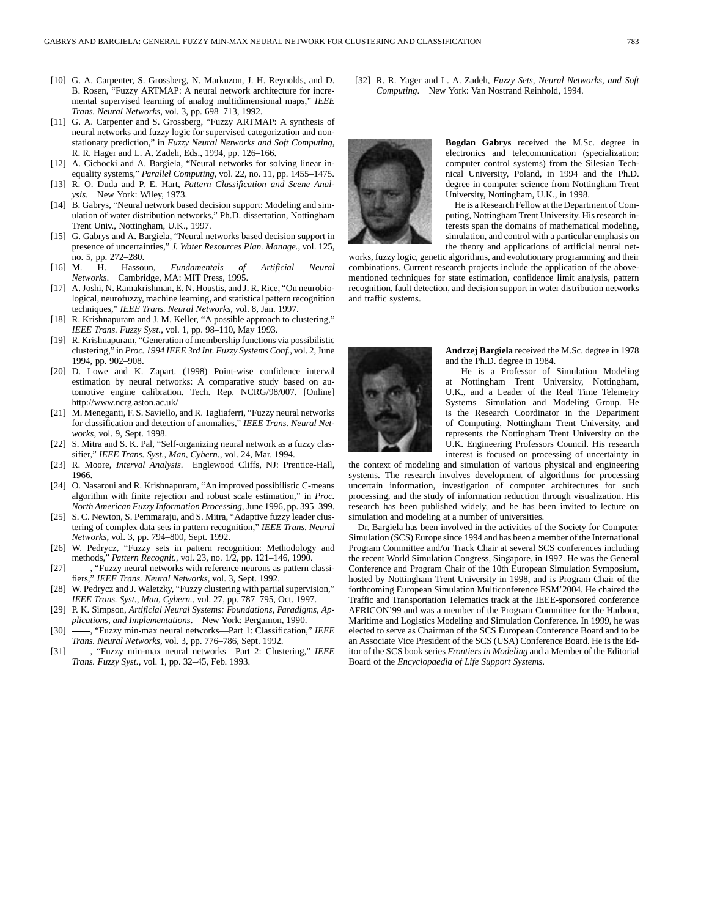[10] G. A. Carpenter, S. Grossberg, N. Markuzon, J. H. Reynolds, and D. B. Rosen, "Fuzzy ARTMAP: A neural network architecture for incremental supervised learning of analog multidimensional maps," *IEEE Trans. Neural Networks*, vol. 3, pp. 698–713, 1992.

[11] G. A. Carpenter and S. Grossberg, "Fuzzy ARTMAP: A synthesis of neural networks and fuzzy logic for supervised categorization and nonstationary prediction," in *Fuzzy Neural Networks and Soft Computing*, R. R. Hager and L. A. Zadeh, Eds., 1994, pp. 126–166.

[12] A. Cichocki and A. Bargiela, "Neural networks for solving linear inequality systems," *Parallel Computing*, vol. 22, no. 11, pp. 1455–1475.

[13] R. O. Duda and P. E. Hart, *Pattern Classification and Scene Analysis*. New York: Wiley, 1973.

[14] B. Gabrys, "Neural network based decision support: Modeling and simulation of water distribution networks," Ph.D. dissertation, Nottingham Trent Univ., Nottingham, U.K., 1997.

[15] G. Gabrys and A. Bargiela, "Neural networks based decision support in presence of uncertainties," *J. Water Resources Plan. Manage.*, vol. 125, no. 5, pp. 272–280.

[16] M. H. Hassoun, *Fundamentals of Artificial Neural Networks*. Cambridge, MA: MIT Press, 1995.

[17] A. Joshi, N. Ramakrishman, E. N. Houstis, and J. R. Rice, "On neurobiological, neurofuzzy, machine learning, and statistical pattern recognition techniques," *IEEE Trans. Neural Networks*, vol. 8, Jan. 1997.

[18] R. Krishnapuram and J. M. Keller, "A possible approach to clustering," *IEEE Trans. Fuzzy Syst.*, vol. 1, pp. 98–110, May 1993.

[19] R. Krishnapuram, "Generation of membership functions via possibilistic clustering," in *Proc. 1994 IEEE 3rd Int. Fuzzy Systems Conf.*, vol. 2, June 1994, pp. 902–908.

[20] D. Lowe and K. Zapart. (1998) Point-wise confidence interval estimation by neural networks: A comparative study based on automotive engine calibration. Tech. Rep. NCRG/98/007. [Online] http://www.ncrg.aston.ac.uk/

[21] M. Meneganti, F. S. Saviello, and R. Tagliaferri, "Fuzzy neural networks for classification and detection of anomalies," *IEEE Trans. Neural Networks*, vol. 9, Sept. 1998.

[22] S. Mitra and S. K. Pal, "Self-organizing neural network as a fuzzy classifier," *IEEE Trans. Syst., Man, Cybern.*, vol. 24, Mar. 1994.

[23] R. Moore, *Interval Analysis*. Englewood Cliffs, NJ: Prentice-Hall, 1966.

[24] O. Nasaroui and R. Krishnapuram, "An improved possibilistic C-means algorithm with finite rejection and robust scale estimation," in *Proc. North American Fuzzy Information Processing*, June 1996, pp. 395–399.

[25] S. C. Newton, S. Pemmaraju, and S. Mitra, "Adaptive fuzzy leader clustering of complex data sets in pattern recognition," *IEEE Trans. Neural Networks*, vol. 3, pp. 794–800, Sept. 1992.

[26] W. Pedrycz, "Fuzzy sets in pattern recognition: Methodology and methods," *Pattern Recognit.*, vol. 23, no. 1/2, pp. 121–146, 1990.

[27] ——, "Fuzzy neural networks with reference neurons as pattern classifiers," *IEEE Trans. Neural Networks*, vol. 3, Sept. 1992.

[28] W. Pedrycz and J. Waletzky, "Fuzzy clustering with partial supervision," *IEEE Trans. Syst., Man, Cybern.*, vol. 27, pp. 787–795, Oct. 1997.

[29] P. K. Simpson, *Artificial Neural Systems: Foundations, Paradigms, Applications, and Implementations*. New York: Pergamon, 1990.

[30] ——, "Fuzzy min-max neural networks—Part 1: Classification," *IEEE Trans. Neural Networks*, vol. 3, pp. 776–786, Sept. 1992.

[31] ——, "Fuzzy min-max neural networks—Part 2: Clustering," *IEEE Trans. Fuzzy Syst.*, vol. 1, pp. 32–45, Feb. 1993.

[32] R. R. Yager and L. A. Zadeh, *Fuzzy Sets, Neural Networks, and Soft Computing*. New York: Van Nostrand Reinhold, 1994.

**Bogdan Gabrys** received the M.Sc. degree in electronics and telecomunication (specialization: computer control systems) from the Silesian Technical University, Poland, in 1994 and the Ph.D. degree in computer science from Nottingham Trent University, Nottingham, U.K., in 1998.

He is a Research Fellow at the Department of Computing, Nottingham Trent University. His research interests span the domains of mathematical modeling, simulation, and control with a particular emphasis on the theory and applications of artificial neural networks, fuzzy logic, genetic algorithms, and evolutionary programming and their combinations. Current research projects include the application of the above-mentioned techniques for state estimation, confidence limit analysis, pattern recognition, fault detection, and decision support in water distribution networks and traffic systems.

**Andrzej Bargiela** received the M.Sc. degree in 1978 and the Ph.D. degree in 1984.

He is a Professor of Simulation Modeling at Nottingham Trent University, Nottingham, U.K., and a Leader of the Real Time Telemetry Systems—Simulation and Modeling Group. He is the Research Coordinator in the Department of Computing, Nottingham Trent University, and represents the Nottingham Trent University on the U.K. Engineering Professors Council. His research interest is focused on processing of uncertainty in the context of modeling and simulation of various physical and engineering systems. The research involves development of algorithms for processing uncertain information, investigation of computer architectures for such processing, and the study of information reduction through visualization. His research has been published widely, and he has been invited to lecture on simulation and modeling at a number of universities.

Dr. Bargiela has been involved in the activities of the Society for Computer Simulation (SCS) Europe since 1994 and has been a member of the International Program Committee and/or Track Chair at several SCS conferences including the recent World Simulation Congress, Singapore, in 1997. He was the General Conference and Program Chair of the 10th European Simulation Symposium, hosted by Nottingham Trent University in 1998, and is Program Chair of the forthcoming European Simulation Multiconference ESM'2004. He chaired the Traffic and Transportation Telematics track at the IEEE-sponsored conference AFRICON'99 and was a member of the Program Committee for the Harbour, Maritime and Logistics Modeling and Simulation Conference. In 1999, he was elected to serve as Chairman of the SCS European Conference Board and to be an Associate Vice President of the SCS (USA) Conference Board. He is the Editor of the SCS book series *Frontiers in Modeling* and a Member of the Editorial Board of the *Encyclopaedia of Life Support Systems*.